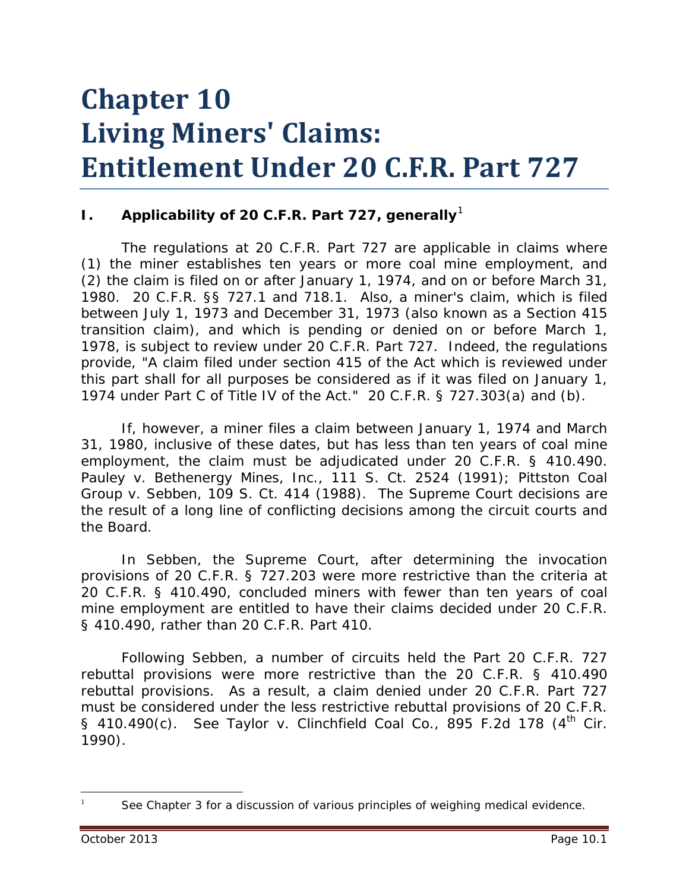# Chapter 10
# Living Miners' Claims: Entitlement Under 20 C.F.R. Part 727

## I. Applicability of 20 C.F.R. Part 727, generally[1]

The regulations at 20 C.F.R. Part 727 are applicable in claims where (1) the miner establishes ten years or more coal mine employment, and (2) the claim is filed on or after January 1, 1974, and on or before March 31, 1980. 20 C.F.R. §§ 727.1 and 718.1. Also, a miner's claim, which is filed between July 1, 1973 and December 31, 1973 (also known as a Section 415 transition claim), and which is pending or denied on or before March 1, 1978, is subject to review under 20 C.F.R. Part 727. Indeed, the regulations provide, "A claim filed under section 415 of the Act which is reviewed under this part shall for all purposes be considered as if it was filed on January 1, 1974 under Part C of Title IV of the Act." 20 C.F.R. § 727.303(a) and (b).

If, however, a miner files a claim between January 1, 1974 and March 31, 1980, inclusive of these dates, but has less than ten years of coal mine employment, the claim must be adjudicated under 20 C.F.R. § 410.490. *Pauley v. Bethenergy Mines, Inc.*, 111 S. Ct. 2524 (1991); *Pittston Coal Group v. Sebben*, 109 S. Ct. 414 (1988). The Supreme Court decisions are the result of a long line of conflicting decisions among the circuit courts and the Board.

In *Sebben*, the Supreme Court, after determining the invocation provisions of 20 C.F.R. § 727.203 were more restrictive than the criteria at 20 C.F.R. § 410.490, concluded miners with fewer than ten years of coal mine employment are entitled to have their claims decided under 20 C.F.R. § 410.490, rather than 20 C.F.R. Part 410.

Following *Sebben*, a number of circuits held the Part 20 C.F.R. 727 rebuttal provisions were more restrictive than the 20 C.F.R. § 410.490 rebuttal provisions. As a result, a claim denied under 20 C.F.R. Part 727 must be considered under the less restrictive rebuttal provisions of 20 C.F.R. § 410.490(c). *See Taylor v. Clinchfield Coal Co.*, 895 F.2d 178 (4th Cir. 1990).

---

[1] See Chapter 3 for a discussion of various principles of weighing medical evidence.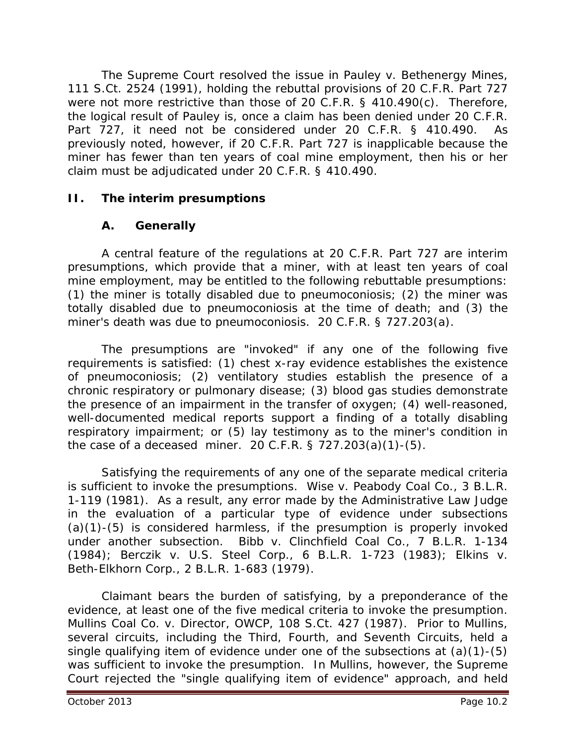The Supreme Court resolved the issue in Pauley v. Bethenergy Mines, 111 S.Ct. 2524 (1991), holding the rebuttal provisions of 20 C.F.R. Part 727 were not more restrictive than those of 20 C.F.R. § 410.490(c). Therefore, the logical result of Pauley is, once a claim has been denied under 20 C.F.R. Part 727, it need not be considered under 20 C.F.R. § 410.490. As previously noted, however, if 20 C.F.R. Part 727 is inapplicable because the miner has fewer than ten years of coal mine employment, then his or her claim must be adjudicated under 20 C.F.R. § 410.490.

## II. The interim presumptions

### A. Generally

A central feature of the regulations at 20 C.F.R. Part 727 are interim presumptions, which provide that a miner, with at least ten years of coal mine employment, may be entitled to the following rebuttable presumptions: (1) the miner is totally disabled due to pneumoconiosis; (2) the miner was totally disabled due to pneumoconiosis at the time of death; and (3) the miner's death was due to pneumoconiosis. 20 C.F.R. § 727.203(a).

The presumptions are "invoked" if any one of the following five requirements is satisfied: (1) chest x-ray evidence establishes the existence of pneumoconiosis; (2) ventilatory studies establish the presence of a chronic respiratory or pulmonary disease; (3) blood gas studies demonstrate the presence of an impairment in the transfer of oxygen; (4) well-reasoned, well-documented medical reports support a finding of a totally disabling respiratory impairment; or (5) lay testimony as to the miner's condition in the case of a deceased miner. 20 C.F.R. § 727.203(a)(1)-(5).

Satisfying the requirements of any one of the separate medical criteria is sufficient to invoke the presumptions. *Wise v. Peabody Coal Co.*, 3 B.L.R. 1-119 (1981). As a result, any error made by the Administrative Law Judge in the evaluation of a particular type of evidence under subsections (a)(1)-(5) is considered harmless, if the presumption is properly invoked under another subsection. *Bibb v. Clinchfield Coal Co.*, 7 B.L.R. 1-134 (1984); *Berczik v. U.S. Steel Corp.*, 6 B.L.R. 1-723 (1983); *Elkins v. Beth-Elkhorn Corp.*, 2 B.L.R. 1-683 (1979).

Claimant bears the burden of satisfying, by a preponderance of the evidence, at least one of the five medical criteria to invoke the presumption. *Mullins Coal Co. v. Director, OWCP*, 108 S.Ct. 427 (1987). Prior to *Mullins*, several circuits, including the Third, Fourth, and Seventh Circuits, held a single qualifying item of evidence under one of the subsections at (a)(1)-(5) was sufficient to invoke the presumption. In *Mullins*, however, the Supreme Court rejected the "single qualifying item of evidence" approach, and held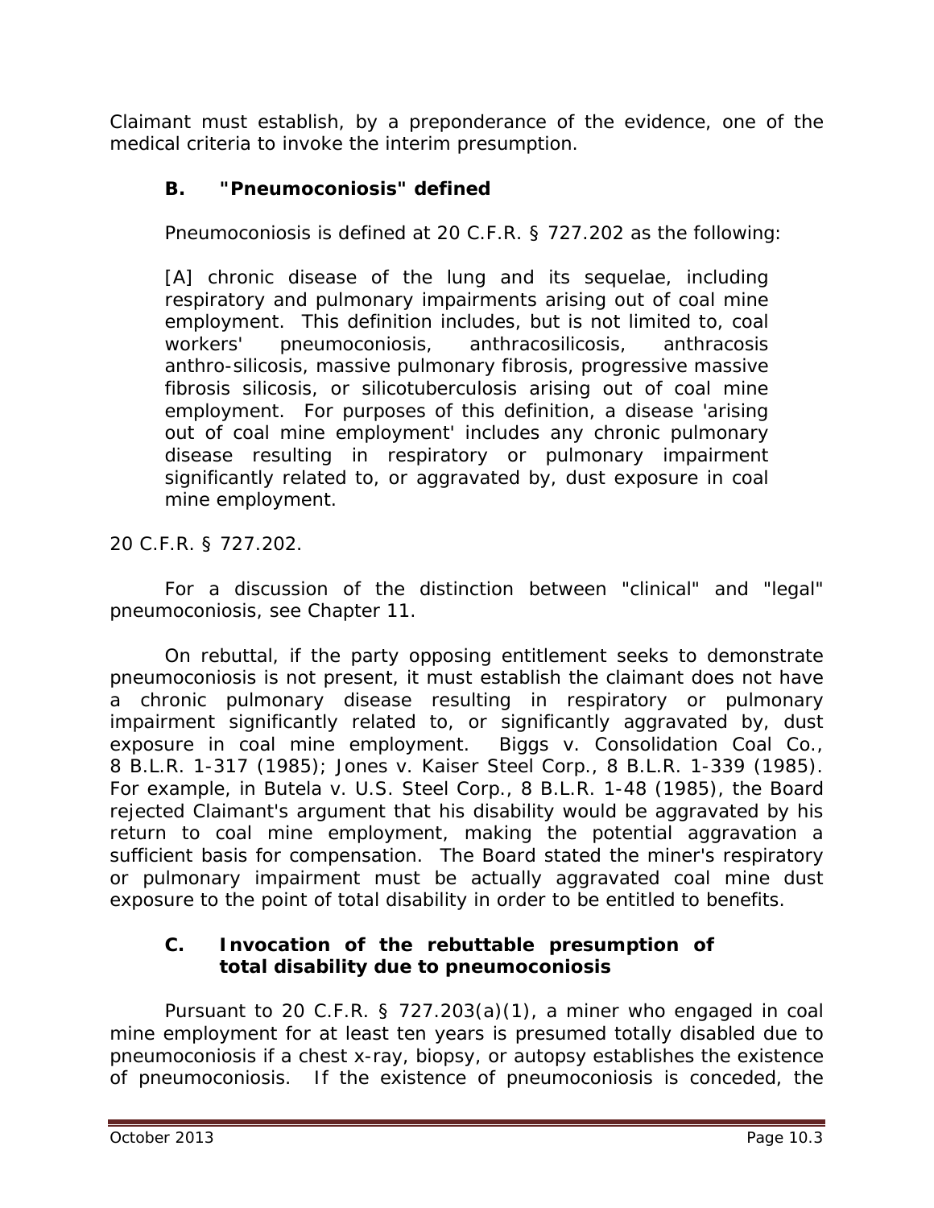Claimant must establish, by a preponderance of the evidence, one of the medical criteria to invoke the interim presumption.

### B. "Pneumoconiosis" defined

Pneumoconiosis is defined at 20 C.F.R. § 727.202 as the following:

> [A] chronic disease of the lung and its sequelae, including respiratory and pulmonary impairments arising out of coal mine employment. This definition includes, but is not limited to, coal workers' pneumoconiosis, anthracosilicosis, anthracosis anthro-silicosis, massive pulmonary fibrosis, progressive massive fibrosis silicosis, or silicotuberculosis arising out of coal mine employment. For purposes of this definition, a disease 'arising out of coal mine employment' includes any chronic pulmonary disease resulting in respiratory or pulmonary impairment significantly related to, or aggravated by, dust exposure in coal mine employment.

20 C.F.R. § 727.202.

For a discussion of the distinction between "clinical" and "legal" pneumoconiosis, see Chapter 11.

On rebuttal, if the party opposing entitlement seeks to demonstrate pneumoconiosis is not present, it must establish the claimant does not have a chronic pulmonary disease resulting in respiratory or pulmonary impairment significantly related to, or significantly aggravated by, dust exposure in coal mine employment. *Biggs v. Consolidation Coal Co.*, 8 B.L.R. 1-317 (1985); *Jones v. Kaiser Steel Corp.*, 8 B.L.R. 1-339 (1985). For example, in *Butela v. U.S. Steel Corp.*, 8 B.L.R. 1-48 (1985), the Board rejected Claimant's argument that his disability would be aggravated by his return to coal mine employment, making the potential aggravation a sufficient basis for compensation. The Board stated the miner's respiratory or pulmonary impairment must be actually aggravated coal mine dust exposure to the point of total disability in order to be entitled to benefits.

### C. Invocation of the rebuttable presumption of total disability due to pneumoconiosis

Pursuant to 20 C.F.R. § 727.203(a)(1), a miner who engaged in coal mine employment for at least ten years is presumed totally disabled due to pneumoconiosis if a chest x-ray, biopsy, or autopsy establishes the existence of pneumoconiosis. If the existence of pneumoconiosis is conceded, the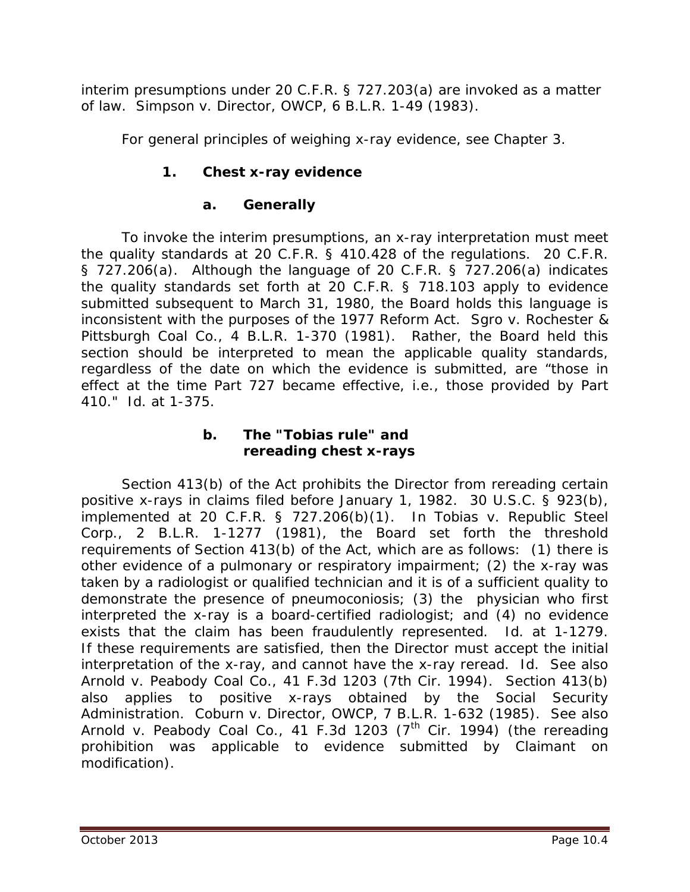interim presumptions under 20 C.F.R. § 727.203(a) are invoked as a matter of law. *Simpson v. Director, OWCP*, 6 B.L.R. 1-49 (1983).

For general principles of weighing x-ray evidence, see Chapter 3.

### 1. Chest x-ray evidence

#### a. Generally

To invoke the interim presumptions, an x-ray interpretation must meet the quality standards at 20 C.F.R. § 410.428 of the regulations. 20 C.F.R. § 727.206(a). Although the language of 20 C.F.R. § 727.206(a) indicates the quality standards set forth at 20 C.F.R. § 718.103 apply to evidence submitted subsequent to March 31, 1980, the Board holds this language is inconsistent with the purposes of the 1977 Reform Act. *Sgro v. Rochester & Pittsburgh Coal Co.*, 4 B.L.R. 1-370 (1981). Rather, the Board held this section should be interpreted to mean the applicable quality standards, regardless of the date on which the evidence is submitted, are "those in effect at the time Part 727 became effective, i.e., those provided by Part 410." *Id.* at 1-375.

#### b. The "Tobias rule" and rereading chest x-rays

Section 413(b) of the Act prohibits the Director from rereading certain positive x-rays in claims filed before January 1, 1982. 30 U.S.C. § 923(b), implemented at 20 C.F.R. § 727.206(b)(1). In *Tobias v. Republic Steel Corp.*, 2 B.L.R. 1-1277 (1981), the Board set forth the threshold requirements of Section 413(b) of the Act, which are as follows: (1) there is other evidence of a pulmonary or respiratory impairment; (2) the x-ray was taken by a radiologist or qualified technician and it is of a sufficient quality to demonstrate the presence of pneumoconiosis; (3) the physician who first interpreted the x-ray is a board-certified radiologist; and (4) no evidence exists that the claim has been fraudulently represented. *Id.* at 1-1279. If these requirements are satisfied, then the Director must accept the initial interpretation of the x-ray, and cannot have the x-ray reread. *Id.* *See also Arnold v. Peabody Coal Co.*, 41 F.3d 1203 (7th Cir. 1994). Section 413(b) also applies to positive x-rays obtained by the Social Security Administration. *Coburn v. Director, OWCP*, 7 B.L.R. 1-632 (1985). *See also Arnold v. Peabody Coal Co.*, 41 F.3d 1203 (7th Cir. 1994) (the rereading prohibition was applicable to evidence submitted by Claimant on modification).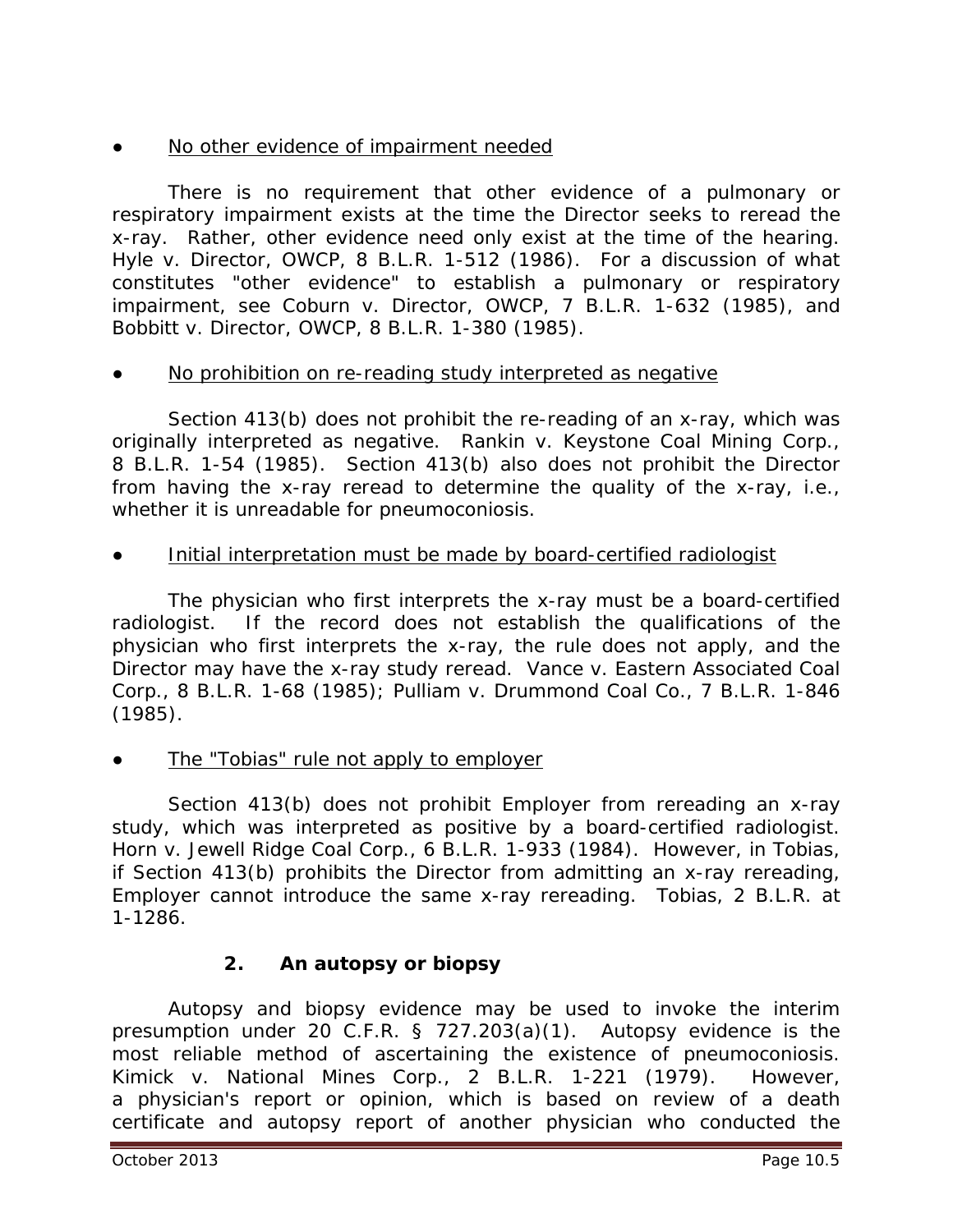● <u>No other evidence of impairment needed</u>

There is no requirement that other evidence of a pulmonary or respiratory impairment exists at the time the Director seeks to reread the x-ray. Rather, other evidence need only exist at the time of the hearing. *Hyle v. Director, OWCP*, 8 B.L.R. 1-512 (1986). For a discussion of what constitutes "other evidence" to establish a pulmonary or respiratory impairment, see *Coburn v. Director, OWCP*, 7 B.L.R. 1-632 (1985), and *Bobbitt v. Director, OWCP*, 8 B.L.R. 1-380 (1985).

● <u>No prohibition on re-reading study interpreted as negative</u>

Section 413(b) does not prohibit the re-reading of an x-ray, which was originally interpreted as negative. *Rankin v. Keystone Coal Mining Corp.*, 8 B.L.R. 1-54 (1985). Section 413(b) also does not prohibit the Director from having the x-ray reread to determine the quality of the x-ray, *i.e.*, whether it is unreadable for pneumoconiosis.

● <u>Initial interpretation must be made by board-certified radiologist</u>

The physician who first interprets the x-ray must be a board-certified radiologist. If the record does not establish the qualifications of the physician who first interprets the x-ray, the rule does not apply, and the Director may have the x-ray study reread. *Vance v. Eastern Associated Coal Corp.*, 8 B.L.R. 1-68 (1985); *Pulliam v. Drummond Coal Co.*, 7 B.L.R. 1-846 (1985).

● <u>The "Tobias" rule not apply to employer</u>

Section 413(b) does not prohibit Employer from rereading an x-ray study, which was interpreted as positive by a board-certified radiologist. *Horn v. Jewell Ridge Coal Corp.*, 6 B.L.R. 1-933 (1984). However, in *Tobias*, if Section 413(b) prohibits the Director from admitting an x-ray rereading, Employer cannot introduce the same x-ray rereading. *Tobias*, 2 B.L.R. at 1-1286.

### 2. An autopsy or biopsy

Autopsy and biopsy evidence may be used to invoke the interim presumption under 20 C.F.R. § 727.203(a)(1). Autopsy evidence is the most reliable method of ascertaining the existence of pneumoconiosis. *Kimick v. National Mines Corp.*, 2 B.L.R. 1-221 (1979). However, a physician's report or opinion, which is based on review of a death certificate and autopsy report of another physician who conducted the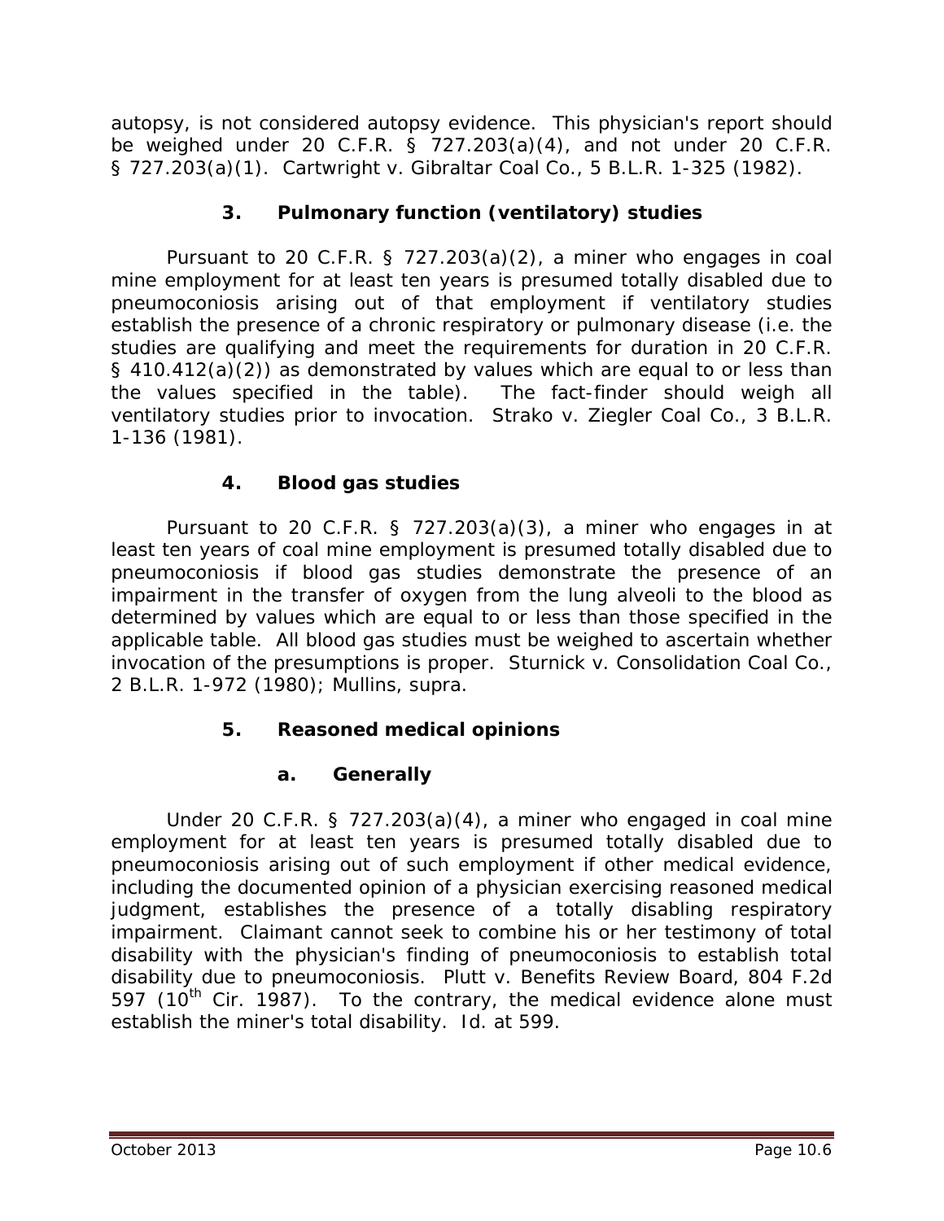autopsy, is not considered autopsy evidence. This physician's report should be weighed under 20 C.F.R. § 727.203(a)(4), and not under 20 C.F.R. § 727.203(a)(1). *Cartwright v. Gibraltar Coal Co.*, 5 B.L.R. 1-325 (1982).

### 3. Pulmonary function (ventilatory) studies

Pursuant to 20 C.F.R. § 727.203(a)(2), a miner who engages in coal mine employment for at least ten years is presumed totally disabled due to pneumoconiosis arising out of that employment if ventilatory studies establish the presence of a chronic respiratory or pulmonary disease (i.e. the studies are qualifying and meet the requirements for duration in 20 C.F.R. § 410.412(a)(2)) as demonstrated by values which are equal to or less than the values specified in the table). The fact-finder should weigh all ventilatory studies prior to invocation. *Strako v. Ziegler Coal Co.*, 3 B.L.R. 1-136 (1981).

### 4. Blood gas studies

Pursuant to 20 C.F.R. § 727.203(a)(3), a miner who engages in at least ten years of coal mine employment is presumed totally disabled due to pneumoconiosis if blood gas studies demonstrate the presence of an impairment in the transfer of oxygen from the lung alveoli to the blood as determined by values which are equal to or less than those specified in the applicable table. All blood gas studies must be weighed to ascertain whether invocation of the presumptions is proper. *Sturnick v. Consolidation Coal Co.*, 2 B.L.R. 1-972 (1980); *Mullins, supra.*

### 5. Reasoned medical opinions

#### a. Generally

Under 20 C.F.R. § 727.203(a)(4), a miner who engaged in coal mine employment for at least ten years is presumed totally disabled due to pneumoconiosis arising out of such employment if other medical evidence, including the documented opinion of a physician exercising reasoned medical judgment, establishes the presence of a totally disabling respiratory impairment. Claimant cannot seek to combine his or her testimony of total disability with the physician's finding of pneumoconiosis to establish total disability due to pneumoconiosis. *Plutt v. Benefits Review Board*, 804 F.2d 597 (10th Cir. 1987). To the contrary, the medical evidence alone must establish the miner's total disability. *Id.* at 599.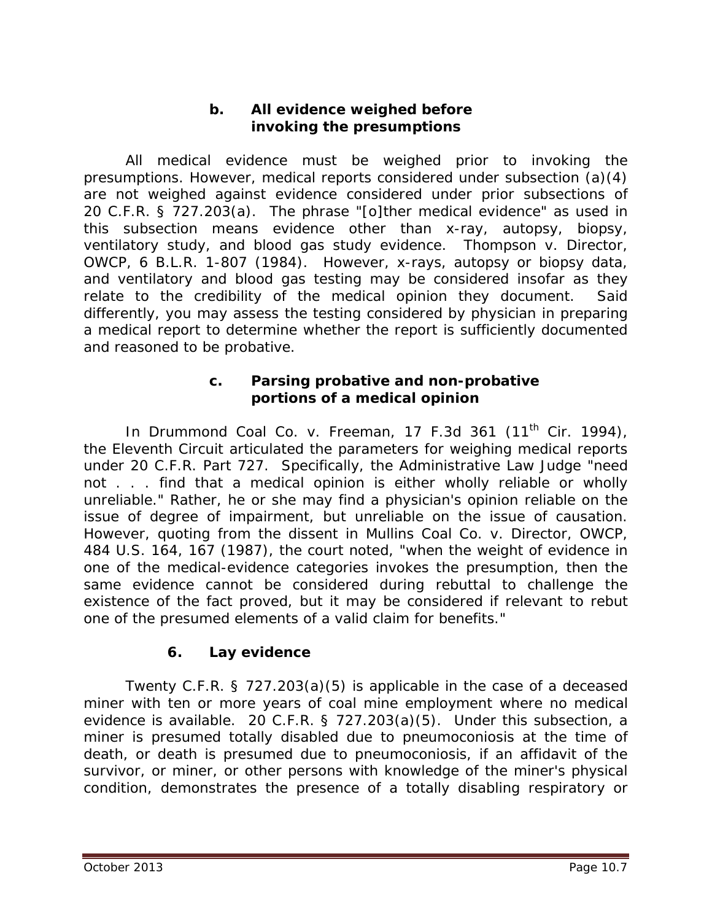### b. All evidence weighed before invoking the presumptions

All medical evidence must be weighed prior to invoking the presumptions. However, medical reports considered under subsection (a)(4) are not weighed against evidence considered under prior subsections of 20 C.F.R. § 727.203(a). The phrase "[o]ther medical evidence" as used in this subsection means evidence other than x-ray, autopsy, biopsy, ventilatory study, and blood gas study evidence. *Thompson v. Director, OWCP*, 6 B.L.R. 1-807 (1984). However, x-rays, autopsy or biopsy data, and ventilatory and blood gas testing may be considered insofar as they relate to the credibility of the medical opinion they document. Said differently, you may assess the testing considered by physician in preparing a medical report to determine whether the report is sufficiently documented and reasoned to be probative.

### c. Parsing probative and non-probative portions of a medical opinion

In *Drummond Coal Co. v. Freeman*, 17 F.3d 361 (11th Cir. 1994), the Eleventh Circuit articulated the parameters for weighing medical reports under 20 C.F.R. Part 727. Specifically, the Administrative Law Judge "need not . . . find that a medical opinion is either wholly reliable or wholly unreliable." Rather, he or she may find a physician's opinion reliable on the issue of degree of impairment, but unreliable on the issue of causation. However, quoting from the dissent in *Mullins Coal Co. v. Director, OWCP*, 484 U.S. 164, 167 (1987), the court noted, "when the weight of evidence in one of the medical-evidence categories invokes the presumption, then the same evidence cannot be considered during rebuttal to challenge the existence of the fact proved, but it may be considered if relevant to rebut one of the presumed elements of a valid claim for benefits."

## 6. Lay evidence

Twenty C.F.R. § 727.203(a)(5) is applicable in the case of a deceased miner with ten or more years of coal mine employment where no medical evidence is available. 20 C.F.R. § 727.203(a)(5). Under this subsection, a miner is presumed totally disabled due to pneumoconiosis at the time of death, or death is presumed due to pneumoconiosis, if an affidavit of the survivor, or miner, or other persons with knowledge of the miner's physical condition, demonstrates the presence of a totally disabling respiratory or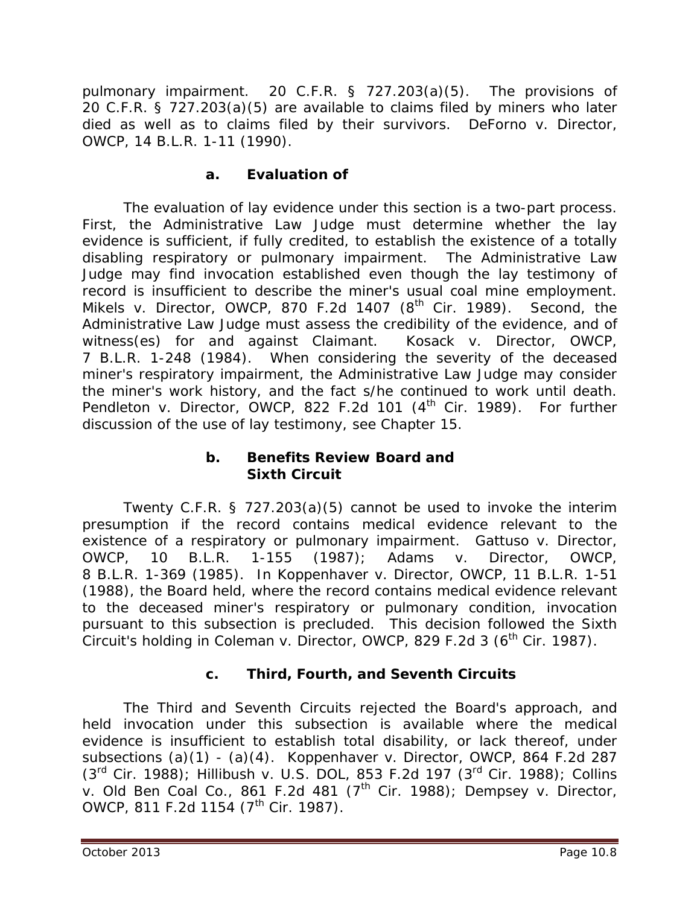pulmonary impairment. 20 C.F.R. § 727.203(a)(5). The provisions of 20 C.F.R. § 727.203(a)(5) are available to claims filed by miners who later died as well as to claims filed by their survivors. *DeForno v. Director, OWCP*, 14 B.L.R. 1-11 (1990).

#### a. Evaluation of

The evaluation of lay evidence under this section is a two-part process. First, the Administrative Law Judge must determine whether the lay evidence is sufficient, if fully credited, to establish the existence of a totally disabling respiratory or pulmonary impairment. The Administrative Law Judge may find invocation established even though the lay testimony of record is insufficient to describe the miner's usual coal mine employment. *Mikels v. Director, OWCP*, 870 F.2d 1407 (8th Cir. 1989). Second, the Administrative Law Judge must assess the credibility of the evidence, and of witness(es) for and against Claimant. *Kosack v. Director, OWCP*, 7 B.L.R. 1-248 (1984). When considering the severity of the deceased miner's respiratory impairment, the Administrative Law Judge may consider the miner's work history, and the fact s/he continued to work until death. *Pendleton v. Director, OWCP*, 822 F.2d 101 (4th Cir. 1989). For further discussion of the use of lay testimony, see Chapter 15.

#### b. Benefits Review Board and Sixth Circuit

Twenty C.F.R. § 727.203(a)(5) cannot be used to invoke the interim presumption if the record contains medical evidence relevant to the existence of a respiratory or pulmonary impairment. *Gattuso v. Director, OWCP*, 10 B.L.R. 1-155 (1987); *Adams v. Director, OWCP*, 8 B.L.R. 1-369 (1985). In *Koppenhaver v. Director, OWCP*, 11 B.L.R. 1-51 (1988), the Board held, where the record contains medical evidence relevant to the deceased miner's respiratory or pulmonary condition, invocation pursuant to this subsection is precluded. This decision followed the Sixth Circuit's holding in *Coleman v. Director, OWCP*, 829 F.2d 3 (6th Cir. 1987).

#### c. Third, Fourth, and Seventh Circuits

The Third and Seventh Circuits rejected the Board's approach, and held invocation under this subsection is available where the medical evidence is insufficient to establish total disability, or lack thereof, under subsections (a)(1) - (a)(4). *Koppenhaver v. Director, OWCP*, 864 F.2d 287 (3rd Cir. 1988); *Hillibush v. U.S. DOL*, 853 F.2d 197 (3rd Cir. 1988); *Collins v. Old Ben Coal Co.*, 861 F.2d 481 (7th Cir. 1988); *Dempsey v. Director, OWCP*, 811 F.2d 1154 (7th Cir. 1987).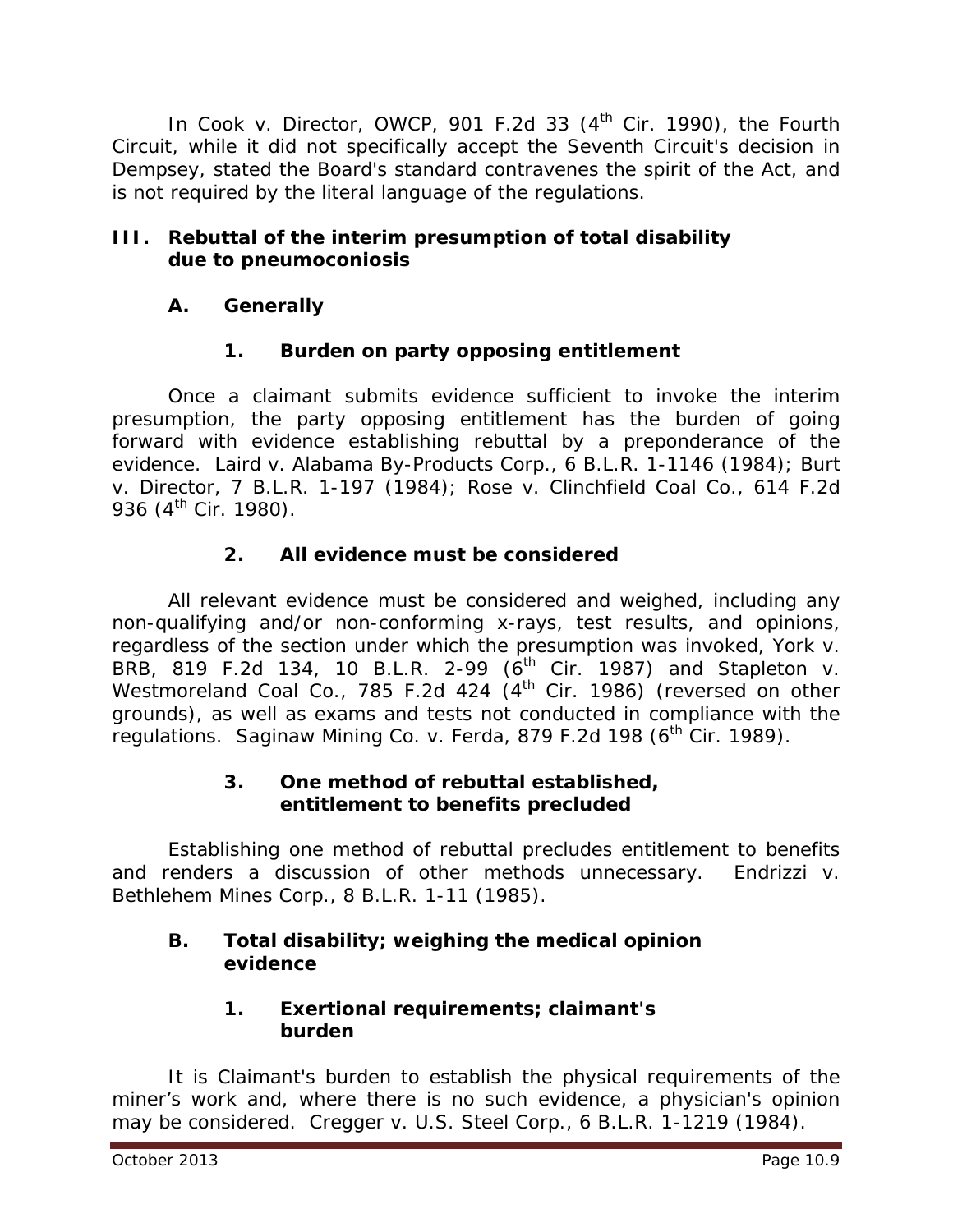In *Cook v. Director, OWCP*, 901 F.2d 33 (4th Cir. 1990), the Fourth Circuit, while it did not specifically accept the Seventh Circuit's decision in *Dempsey*, stated the Board's standard contravenes the spirit of the Act, and is not required by the literal language of the regulations.

## III. Rebuttal of the interim presumption of total disability due to pneumoconiosis

### A. Generally

#### 1. Burden on party opposing entitlement

Once a claimant submits evidence sufficient to invoke the interim presumption, the party opposing entitlement has the burden of going forward with evidence establishing rebuttal by a preponderance of the evidence. *Laird v. Alabama By-Products Corp.*, 6 B.L.R. 1-1146 (1984); *Burt v. Director*, 7 B.L.R. 1-197 (1984); *Rose v. Clinchfield Coal Co.*, 614 F.2d 936 (4th Cir. 1980).

#### 2. All evidence must be considered

All relevant evidence must be considered and weighed, including any non-qualifying and/or non-conforming x-rays, test results, and opinions, regardless of the section under which the presumption was invoked, *York v. BRB*, 819 F.2d 134, 10 B.L.R. 2-99 (6th Cir. 1987) and *Stapleton v. Westmoreland Coal Co.*, 785 F.2d 424 (4th Cir. 1986) (reversed on other grounds), as well as exams and tests not conducted in compliance with the regulations. *Saginaw Mining Co. v. Ferda*, 879 F.2d 198 (6th Cir. 1989).

#### 3. One method of rebuttal established, entitlement to benefits precluded

Establishing one method of rebuttal precludes entitlement to benefits and renders a discussion of other methods unnecessary. *Endrizzi v. Bethlehem Mines Corp.*, 8 B.L.R. 1-11 (1985).

### B. Total disability; weighing the medical opinion evidence

#### 1. Exertional requirements; claimant's burden

It is Claimant's burden to establish the physical requirements of the miner's work and, where there is no such evidence, a physician's opinion may be considered. *Cregger v. U.S. Steel Corp.*, 6 B.L.R. 1-1219 (1984).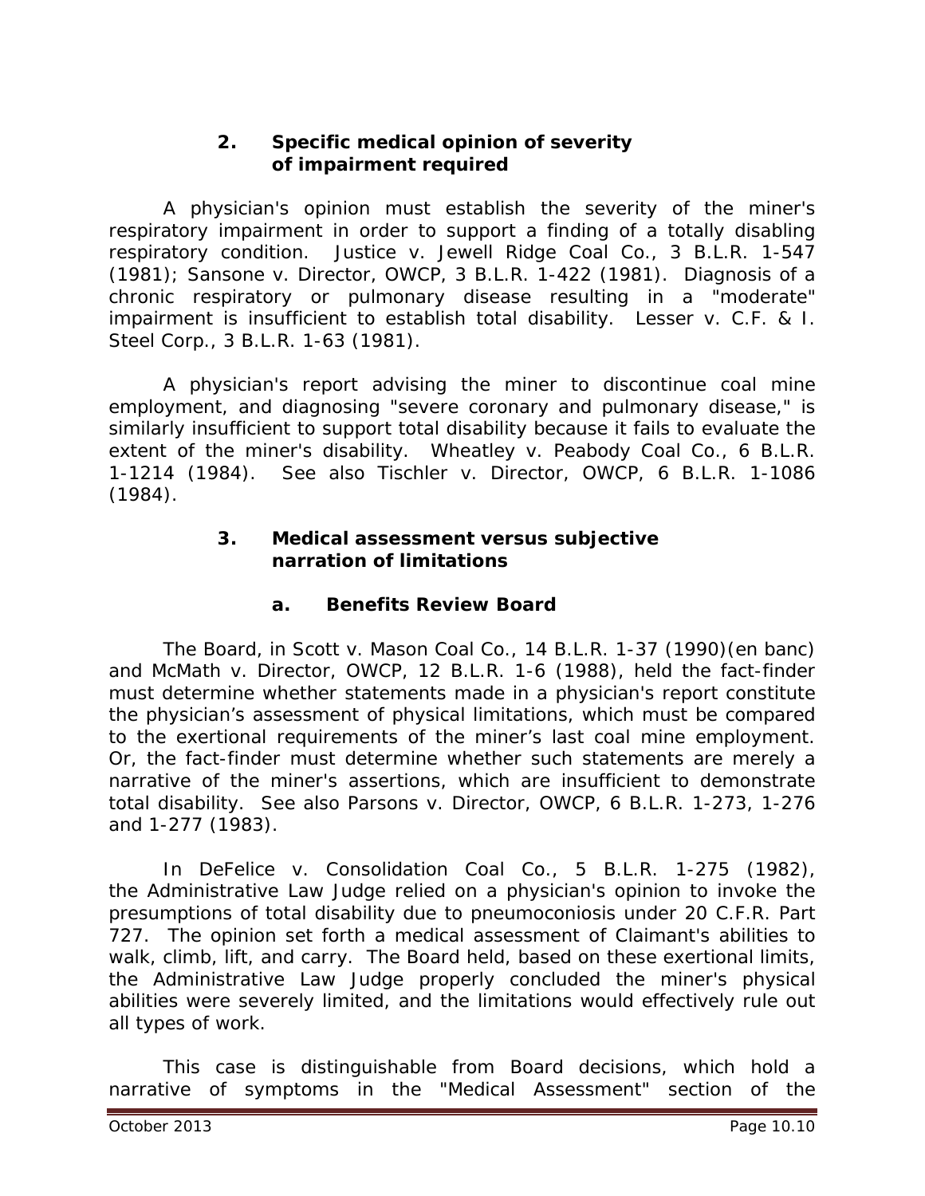### 2. Specific medical opinion of severity of impairment required

A physician's opinion must establish the severity of the miner's respiratory impairment in order to support a finding of a totally disabling respiratory condition. *Justice v. Jewell Ridge Coal Co.*, 3 B.L.R. 1-547 (1981); *Sansone v. Director, OWCP*, 3 B.L.R. 1-422 (1981). Diagnosis of a chronic respiratory or pulmonary disease resulting in a "moderate" impairment is insufficient to establish total disability. *Lesser v. C.F. & I. Steel Corp.*, 3 B.L.R. 1-63 (1981).

A physician's report advising the miner to discontinue coal mine employment, and diagnosing "severe coronary and pulmonary disease," is similarly insufficient to support total disability because it fails to evaluate the extent of the miner's disability. *Wheatley v. Peabody Coal Co.*, 6 B.L.R. 1-1214 (1984). *See also Tischler v. Director, OWCP*, 6 B.L.R. 1-1086 (1984).

### 3. Medical assessment versus subjective narration of limitations

#### a. Benefits Review Board

The Board, in *Scott v. Mason Coal Co.*, 14 B.L.R. 1-37 (1990)(en banc) and *McMath v. Director, OWCP*, 12 B.L.R. 1-6 (1988), held the fact-finder must determine whether statements made in a physician's report constitute the physician's assessment of physical limitations, which must be compared to the exertional requirements of the miner's last coal mine employment. Or, the fact-finder must determine whether such statements are merely a narrative of the miner's assertions, which are insufficient to demonstrate total disability. *See also Parsons v. Director, OWCP*, 6 B.L.R. 1-273, 1-276 and 1-277 (1983).

In *DeFelice v. Consolidation Coal Co.*, 5 B.L.R. 1-275 (1982), the Administrative Law Judge relied on a physician's opinion to invoke the presumptions of total disability due to pneumoconiosis under 20 C.F.R. Part 727. The opinion set forth a medical assessment of Claimant's abilities to walk, climb, lift, and carry. The Board held, based on these exertional limits, the Administrative Law Judge properly concluded the miner's physical abilities were severely limited, and the limitations would effectively rule out all types of work.

This case is distinguishable from Board decisions, which hold a narrative of symptoms in the "Medical Assessment" section of the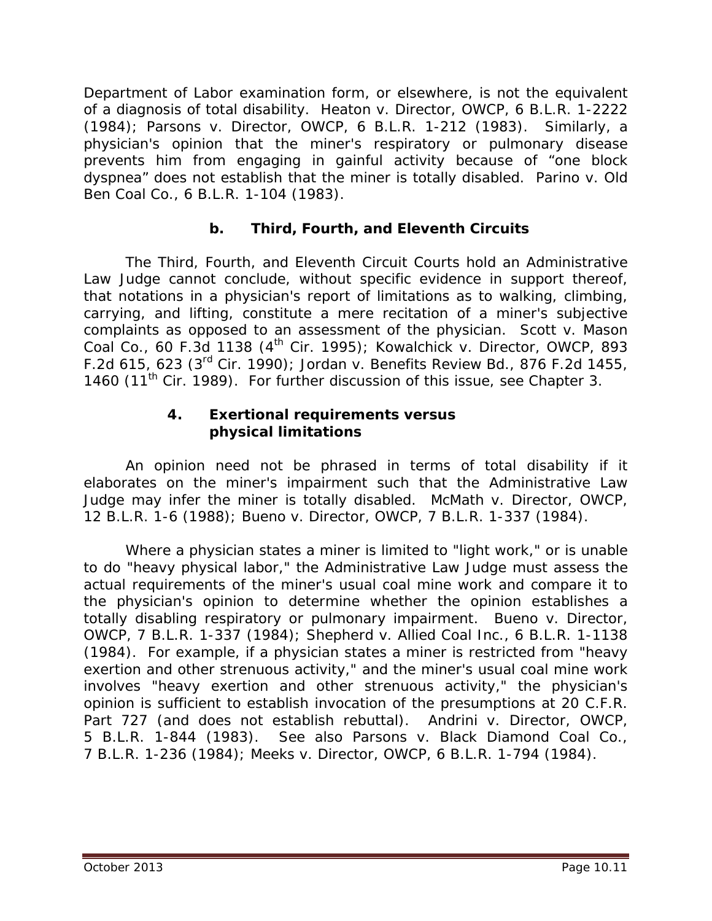Department of Labor examination form, or elsewhere, is not the equivalent of a diagnosis of total disability. *Heaton v. Director, OWCP*, 6 B.L.R. 1-2222 (1984); *Parsons v. Director, OWCP*, 6 B.L.R. 1-212 (1983). Similarly, a physician's opinion that the miner's respiratory or pulmonary disease prevents him from engaging in gainful activity because of "one block dyspnea" does not establish that the miner is totally disabled. *Parino v. Old Ben Coal Co.*, 6 B.L.R. 1-104 (1983).

#### b. Third, Fourth, and Eleventh Circuits

The Third, Fourth, and Eleventh Circuit Courts hold an Administrative Law Judge cannot conclude, without specific evidence in support thereof, that notations in a physician's report of limitations as to walking, climbing, carrying, and lifting, constitute a mere recitation of a miner's subjective complaints as opposed to an assessment of the physician. *Scott v. Mason Coal Co.*, 60 F.3d 1138 (4th Cir. 1995); *Kowalchick v. Director, OWCP*, 893 F.2d 615, 623 (3rd Cir. 1990); *Jordan v. Benefits Review Bd.*, 876 F.2d 1455, 1460 (11th Cir. 1989). For further discussion of this issue, see Chapter 3.

### 4. Exertional requirements versus physical limitations

An opinion need not be phrased in terms of total disability if it elaborates on the miner's impairment such that the Administrative Law Judge may infer the miner is totally disabled. *McMath v. Director, OWCP*, 12 B.L.R. 1-6 (1988); *Bueno v. Director, OWCP*, 7 B.L.R. 1-337 (1984).

Where a physician states a miner is limited to "light work," or is unable to do "heavy physical labor," the Administrative Law Judge must assess the actual requirements of the miner's usual coal mine work and compare it to the physician's opinion to determine whether the opinion establishes a totally disabling respiratory or pulmonary impairment. *Bueno v. Director, OWCP*, 7 B.L.R. 1-337 (1984); *Shepherd v. Allied Coal Inc.*, 6 B.L.R. 1-1138 (1984). For example, if a physician states a miner is restricted from "heavy exertion and other strenuous activity," and the miner's usual coal mine work involves "heavy exertion and other strenuous activity," the physician's opinion is sufficient to establish invocation of the presumptions at 20 C.F.R. Part 727 (and does not establish rebuttal). *Andrini v. Director, OWCP*, 5 B.L.R. 1-844 (1983). *See also Parsons v. Black Diamond Coal Co.*, 7 B.L.R. 1-236 (1984); *Meeks v. Director, OWCP*, 6 B.L.R. 1-794 (1984).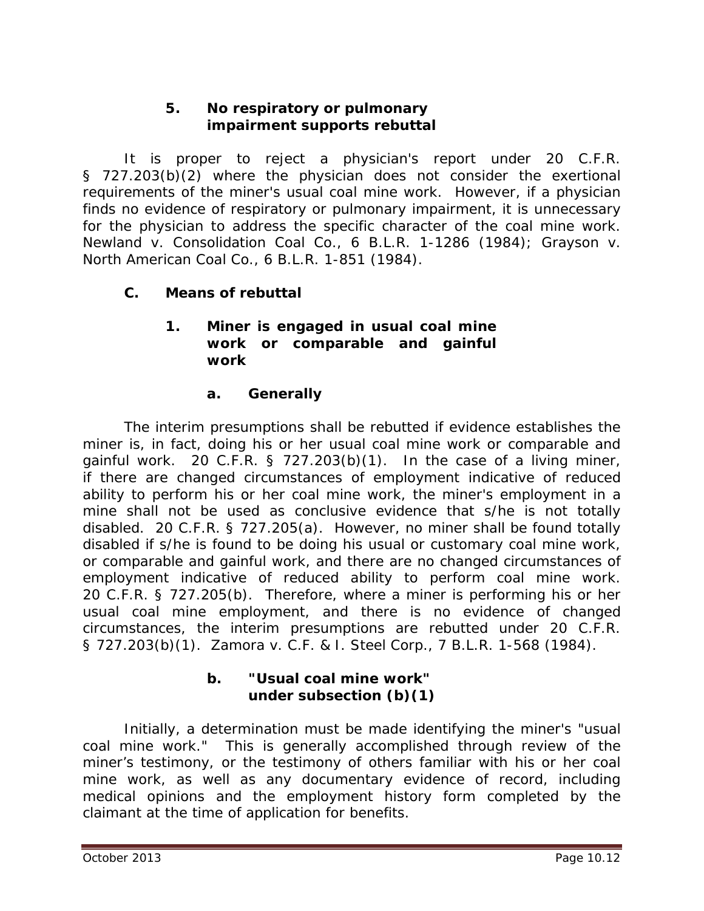#### 5. No respiratory or pulmonary impairment supports rebuttal

It is proper to reject a physician's report under 20 C.F.R. § 727.203(b)(2) where the physician does not consider the exertional requirements of the miner's usual coal mine work. However, if a physician finds no evidence of respiratory or pulmonary impairment, it is unnecessary for the physician to address the specific character of the coal mine work. *Newland v. Consolidation Coal Co.*, 6 B.L.R. 1-1286 (1984); *Grayson v. North American Coal Co.*, 6 B.L.R. 1-851 (1984).

### C. Means of rebuttal

#### 1. Miner is engaged in usual coal mine work or comparable and gainful work

##### a. Generally

The interim presumptions shall be rebutted if evidence establishes the miner is, in fact, doing his or her usual coal mine work or comparable and gainful work. 20 C.F.R. § 727.203(b)(1). In the case of a living miner, if there are changed circumstances of employment indicative of reduced ability to perform his or her coal mine work, the miner's employment in a mine shall not be used as conclusive evidence that s/he is not totally disabled. 20 C.F.R. § 727.205(a). However, no miner shall be found totally disabled if s/he is found to be doing his usual or customary coal mine work, or comparable and gainful work, and there are no changed circumstances of employment indicative of reduced ability to perform coal mine work. 20 C.F.R. § 727.205(b). Therefore, where a miner is performing his or her usual coal mine employment, and there is no evidence of changed circumstances, the interim presumptions are rebutted under 20 C.F.R. § 727.203(b)(1). *Zamora v. C.F. & I. Steel Corp.*, 7 B.L.R. 1-568 (1984).

##### b. "Usual coal mine work" under subsection (b)(1)

Initially, a determination must be made identifying the miner's "usual coal mine work." This is generally accomplished through review of the miner's testimony, or the testimony of others familiar with his or her coal mine work, as well as any documentary evidence of record, including medical opinions and the employment history form completed by the claimant at the time of application for benefits.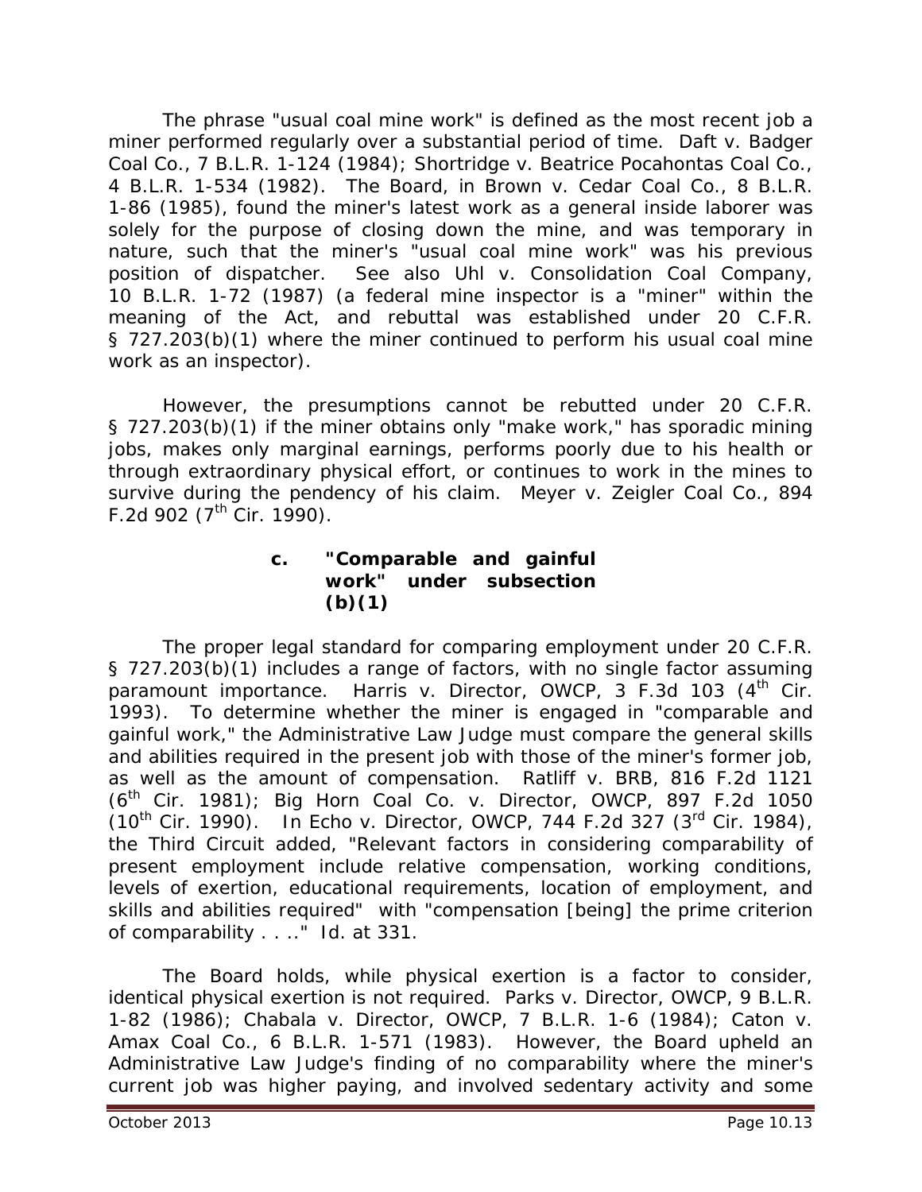The phrase "usual coal mine work" is defined as the most recent job a miner performed regularly over a substantial period of time. *Daft v. Badger Coal Co.*, 7 B.L.R. 1-124 (1984); *Shortridge v. Beatrice Pocahontas Coal Co.*, 4 B.L.R. 1-534 (1982). The Board, in *Brown v. Cedar Coal Co.*, 8 B.L.R. 1-86 (1985), found the miner's latest work as a general inside laborer was solely for the purpose of closing down the mine, and was temporary in nature, such that the miner's "usual coal mine work" was his previous position of dispatcher. *See also Uhl v. Consolidation Coal Company*, 10 B.L.R. 1-72 (1987) (a federal mine inspector is a "miner" within the meaning of the Act, and rebuttal was established under 20 C.F.R. § 727.203(b)(1) where the miner continued to perform his usual coal mine work as an inspector).

However, the presumptions cannot be rebutted under 20 C.F.R. § 727.203(b)(1) if the miner obtains only "make work," has sporadic mining jobs, makes only marginal earnings, performs poorly due to his health or through extraordinary physical effort, or continues to work in the mines to survive during the pendency of his claim. *Meyer v. Zeigler Coal Co.*, 894 F.2d 902 (7th Cir. 1990).

#### c. "Comparable and gainful work" under subsection (b)(1)

The proper legal standard for comparing employment under 20 C.F.R. § 727.203(b)(1) includes a range of factors, with no single factor assuming paramount importance. *Harris v. Director, OWCP*, 3 F.3d 103 (4th Cir. 1993). To determine whether the miner is engaged in "comparable and gainful work," the Administrative Law Judge must compare the general skills and abilities required in the present job with those of the miner's former job, as well as the amount of compensation. *Ratliff v. BRB*, 816 F.2d 1121 (6th Cir. 1981); *Big Horn Coal Co. v. Director, OWCP*, 897 F.2d 1050 (10th Cir. 1990). In *Echo v. Director, OWCP*, 744 F.2d 327 (3rd Cir. 1984), the Third Circuit added, "Relevant factors in considering comparability of present employment include relative compensation, working conditions, levels of exertion, educational requirements, location of employment, and skills and abilities required" with "compensation [being] the prime criterion of comparability . . .." *Id.* at 331.

The Board holds, while physical exertion is a factor to consider, identical physical exertion is not required. *Parks v. Director, OWCP*, 9 B.L.R. 1-82 (1986); *Chabala v. Director, OWCP*, 7 B.L.R. 1-6 (1984); *Caton v. Amax Coal Co.*, 6 B.L.R. 1-571 (1983). However, the Board upheld an Administrative Law Judge's finding of no comparability where the miner's current job was higher paying, and involved sedentary activity and some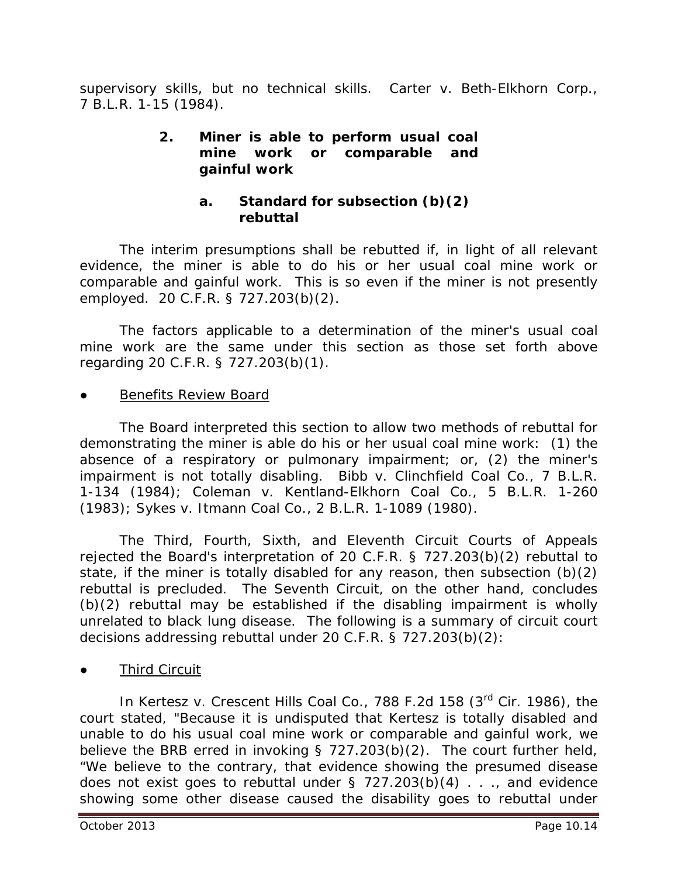supervisory skills, but no technical skills. *Carter v. Beth-Elkhorn Corp.*, 7 B.L.R. 1-15 (1984).

### 2. Miner is able to perform usual coal mine work or comparable and gainful work

#### a. Standard for subsection (b)(2) rebuttal

The interim presumptions shall be rebutted if, in light of all relevant evidence, the miner is able to do his or her usual coal mine work or comparable and gainful work. This is so even if the miner is not presently employed. 20 C.F.R. § 727.203(b)(2).

The factors applicable to a determination of the miner's usual coal mine work are the same under this section as those set forth above regarding 20 C.F.R. § 727.203(b)(1).

- <u>Benefits Review Board</u>

The Board interpreted this section to allow two methods of rebuttal for demonstrating the miner is able do his or her usual coal mine work: (1) the absence of a respiratory or pulmonary impairment; or, (2) the miner's impairment is not totally disabling. *Bibb v. Clinchfield Coal Co.*, 7 B.L.R. 1-134 (1984); *Coleman v. Kentland-Elkhorn Coal Co.*, 5 B.L.R. 1-260 (1983); *Sykes v. Itmann Coal Co.*, 2 B.L.R. 1-1089 (1980).

The Third, Fourth, Sixth, and Eleventh Circuit Courts of Appeals rejected the Board's interpretation of 20 C.F.R. § 727.203(b)(2) rebuttal to state, if the miner is totally disabled for any reason, then subsection (b)(2) rebuttal is precluded. The Seventh Circuit, on the other hand, concludes (b)(2) rebuttal may be established if the disabling impairment is wholly unrelated to black lung disease. The following is a summary of circuit court decisions addressing rebuttal under 20 C.F.R. § 727.203(b)(2):

- <u>Third Circuit</u>

In *Kertesz v. Crescent Hills Coal Co.*, 788 F.2d 158 (3rd Cir. 1986), the court stated, "Because it is undisputed that Kertesz is totally disabled and unable to do his usual coal mine work or comparable and gainful work, we believe the BRB erred in invoking § 727.203(b)(2). The court further held, "We believe to the contrary, that evidence showing the presumed disease does not exist goes to rebuttal under § 727.203(b)(4) . . ., and evidence showing some other disease caused the disability goes to rebuttal under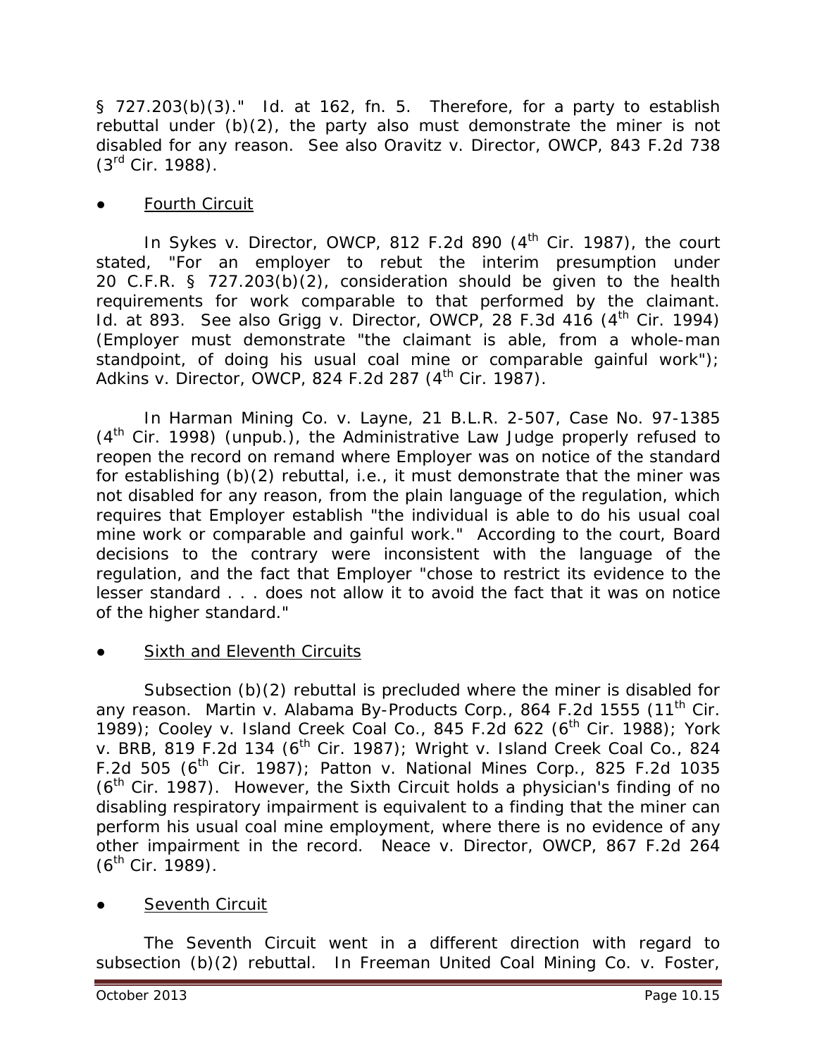§ 727.203(b)(3)." Id. at 162, fn. 5. Therefore, for a party to establish rebuttal under (b)(2), the party also must demonstrate the miner is not disabled for any reason. See also Oravitz v. Director, OWCP, 843 F.2d 738 (3rd Cir. 1988).

- Fourth Circuit

In Sykes v. Director, OWCP, 812 F.2d 890 (4th Cir. 1987), the court stated, "For an employer to rebut the interim presumption under 20 C.F.R. § 727.203(b)(2), consideration should be given to the health requirements for work comparable to that performed by the claimant. Id. at 893. See also Grigg v. Director, OWCP, 28 F.3d 416 (4th Cir. 1994) (Employer must demonstrate "the claimant is able, from a whole-man standpoint, of doing his usual coal mine or comparable gainful work"); Adkins v. Director, OWCP, 824 F.2d 287 (4th Cir. 1987).

In Harman Mining Co. v. Layne, 21 B.L.R. 2-507, Case No. 97-1385 (4th Cir. 1998) (unpub.), the Administrative Law Judge properly refused to reopen the record on remand where Employer was on notice of the standard for establishing (b)(2) rebuttal, i.e., it must demonstrate that the miner was not disabled for any reason, from the plain language of the regulation, which requires that Employer establish "the individual is able to do his usual coal mine work or comparable and gainful work." According to the court, Board decisions to the contrary were inconsistent with the language of the regulation, and the fact that Employer "chose to restrict its evidence to the lesser standard . . . does not allow it to avoid the fact that it was on notice of the higher standard."

- Sixth and Eleventh Circuits

Subsection (b)(2) rebuttal is precluded where the miner is disabled for any reason. Martin v. Alabama By-Products Corp., 864 F.2d 1555 (11th Cir. 1989); Cooley v. Island Creek Coal Co., 845 F.2d 622 (6th Cir. 1988); York v. BRB, 819 F.2d 134 (6th Cir. 1987); Wright v. Island Creek Coal Co., 824 F.2d 505 (6th Cir. 1987); Patton v. National Mines Corp., 825 F.2d 1035 (6th Cir. 1987). However, the Sixth Circuit holds a physician's finding of no disabling respiratory impairment is equivalent to a finding that the miner can perform his usual coal mine employment, where there is no evidence of any other impairment in the record. Neace v. Director, OWCP, 867 F.2d 264 (6th Cir. 1989).

- Seventh Circuit

The Seventh Circuit went in a different direction with regard to subsection (b)(2) rebuttal. In Freeman United Coal Mining Co. v. Foster,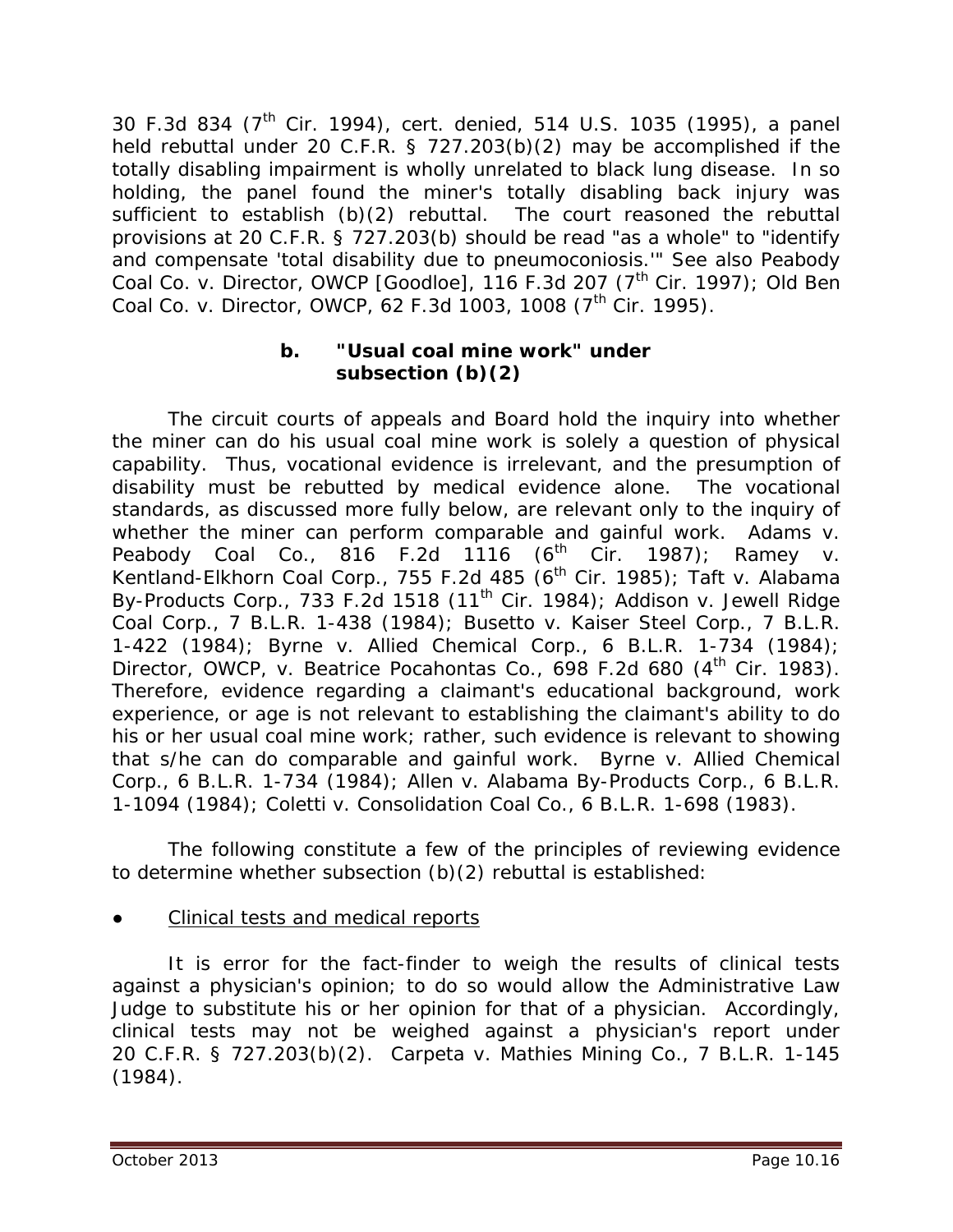30 F.3d 834 (7th Cir. 1994), cert. denied, 514 U.S. 1035 (1995), a panel held rebuttal under 20 C.F.R. § 727.203(b)(2) may be accomplished if the totally disabling impairment is wholly unrelated to black lung disease. In so holding, the panel found the miner's totally disabling back injury was sufficient to establish (b)(2) rebuttal. The court reasoned the rebuttal provisions at 20 C.F.R. § 727.203(b) should be read "as a whole" to "identify and compensate 'total disability due to pneumoconiosis.'" See also Peabody Coal Co. v. Director, OWCP [Goodloe], 116 F.3d 207 (7th Cir. 1997); Old Ben Coal Co. v. Director, OWCP, 62 F.3d 1003, 1008 (7th Cir. 1995).

#### b. "Usual coal mine work" under subsection (b)(2)

The circuit courts of appeals and Board hold the inquiry into whether the miner can do his usual coal mine work is solely a question of physical capability. Thus, vocational evidence is irrelevant, and the presumption of disability must be rebutted by medical evidence alone. The vocational standards, as discussed more fully below, are relevant only to the inquiry of whether the miner can perform comparable and gainful work. *Adams v. Peabody Coal Co.*, 816 F.2d 1116 (6th Cir. 1987); *Ramey v. Kentland-Elkhorn Coal Corp.*, 755 F.2d 485 (6th Cir. 1985); *Taft v. Alabama By-Products Corp.*, 733 F.2d 1518 (11th Cir. 1984); *Addison v. Jewell Ridge Coal Corp.*, 7 B.L.R. 1-438 (1984); *Busetto v. Kaiser Steel Corp.*, 7 B.L.R. 1-422 (1984); *Byrne v. Allied Chemical Corp.*, 6 B.L.R. 1-734 (1984); *Director, OWCP, v. Beatrice Pocahontas Co.*, 698 F.2d 680 (4th Cir. 1983). Therefore, evidence regarding a claimant's educational background, work experience, or age is not relevant to establishing the claimant's ability to do his or her usual coal mine work; rather, such evidence is relevant to showing that s/he can do comparable and gainful work. *Byrne v. Allied Chemical Corp.*, 6 B.L.R. 1-734 (1984); *Allen v. Alabama By-Products Corp.*, 6 B.L.R. 1-1094 (1984); *Coletti v. Consolidation Coal Co.*, 6 B.L.R. 1-698 (1983).

The following constitute a few of the principles of reviewing evidence to determine whether subsection (b)(2) rebuttal is established:

- Clinical tests and medical reports

It is error for the fact-finder to weigh the results of clinical tests against a physician's opinion; to do so would allow the Administrative Law Judge to substitute his or her opinion for that of a physician. Accordingly, clinical tests may not be weighed against a physician's report under 20 C.F.R. § 727.203(b)(2). *Carpeta v. Mathies Mining Co.*, 7 B.L.R. 1-145 (1984).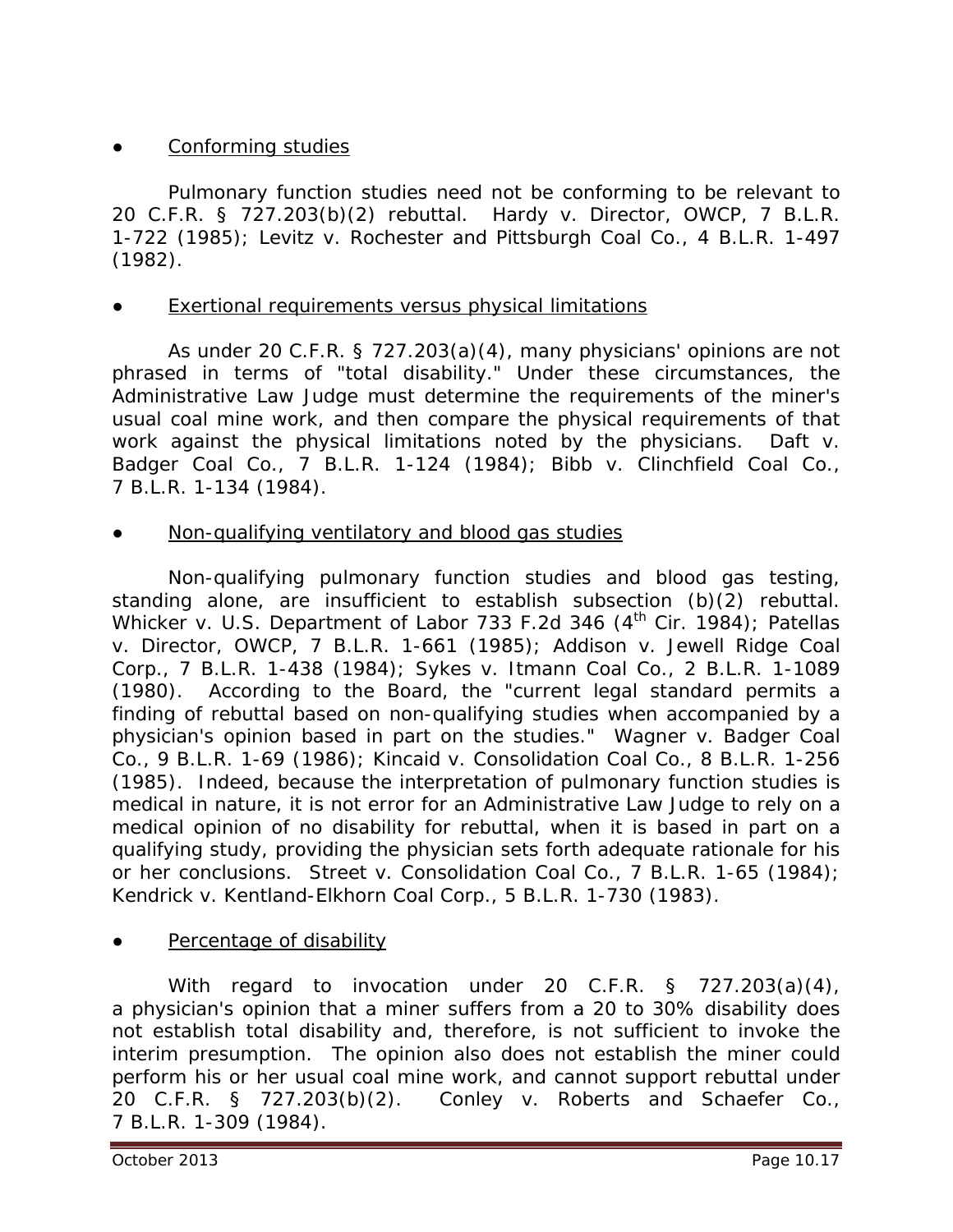- Conforming studies

Pulmonary function studies need not be conforming to be relevant to 20 C.F.R. § 727.203(b)(2) rebuttal. *Hardy v. Director, OWCP*, 7 B.L.R. 1-722 (1985); *Levitz v. Rochester and Pittsburgh Coal Co.*, 4 B.L.R. 1-497 (1982).

- Exertional requirements versus physical limitations

As under 20 C.F.R. § 727.203(a)(4), many physicians' opinions are not phrased in terms of "total disability." Under these circumstances, the Administrative Law Judge must determine the requirements of the miner's usual coal mine work, and then compare the physical requirements of that work against the physical limitations noted by the physicians. *Daft v. Badger Coal Co.*, 7 B.L.R. 1-124 (1984); *Bibb v. Clinchfield Coal Co.*, 7 B.L.R. 1-134 (1984).

- Non-qualifying ventilatory and blood gas studies

Non-qualifying pulmonary function studies and blood gas testing, standing alone, are insufficient to establish subsection (b)(2) rebuttal. *Whicker v. U.S. Department of Labor* 733 F.2d 346 (4th Cir. 1984); *Patellas v. Director, OWCP*, 7 B.L.R. 1-661 (1985); *Addison v. Jewell Ridge Coal Corp.*, 7 B.L.R. 1-438 (1984); *Sykes v. Itmann Coal Co.*, 2 B.L.R. 1-1089 (1980). According to the Board, the "current legal standard permits a finding of rebuttal based on non-qualifying studies when accompanied by a physician's opinion based in part on the studies." *Wagner v. Badger Coal Co.*, 9 B.L.R. 1-69 (1986); *Kincaid v. Consolidation Coal Co.*, 8 B.L.R. 1-256 (1985). Indeed, because the interpretation of pulmonary function studies is medical in nature, it is not error for an Administrative Law Judge to rely on a medical opinion of no disability for rebuttal, when it is based in part on a qualifying study, providing the physician sets forth adequate rationale for his or her conclusions. *Street v. Consolidation Coal Co.*, 7 B.L.R. 1-65 (1984); *Kendrick v. Kentland-Elkhorn Coal Corp.*, 5 B.L.R. 1-730 (1983).

- Percentage of disability

With regard to invocation under 20 C.F.R. § 727.203(a)(4), a physician's opinion that a miner suffers from a 20 to 30% disability does not establish total disability and, therefore, is not sufficient to invoke the interim presumption. The opinion also does not establish the miner could perform his or her usual coal mine work, and cannot support rebuttal under 20 C.F.R. § 727.203(b)(2). *Conley v. Roberts and Schaefer Co.*, 7 B.L.R. 1-309 (1984).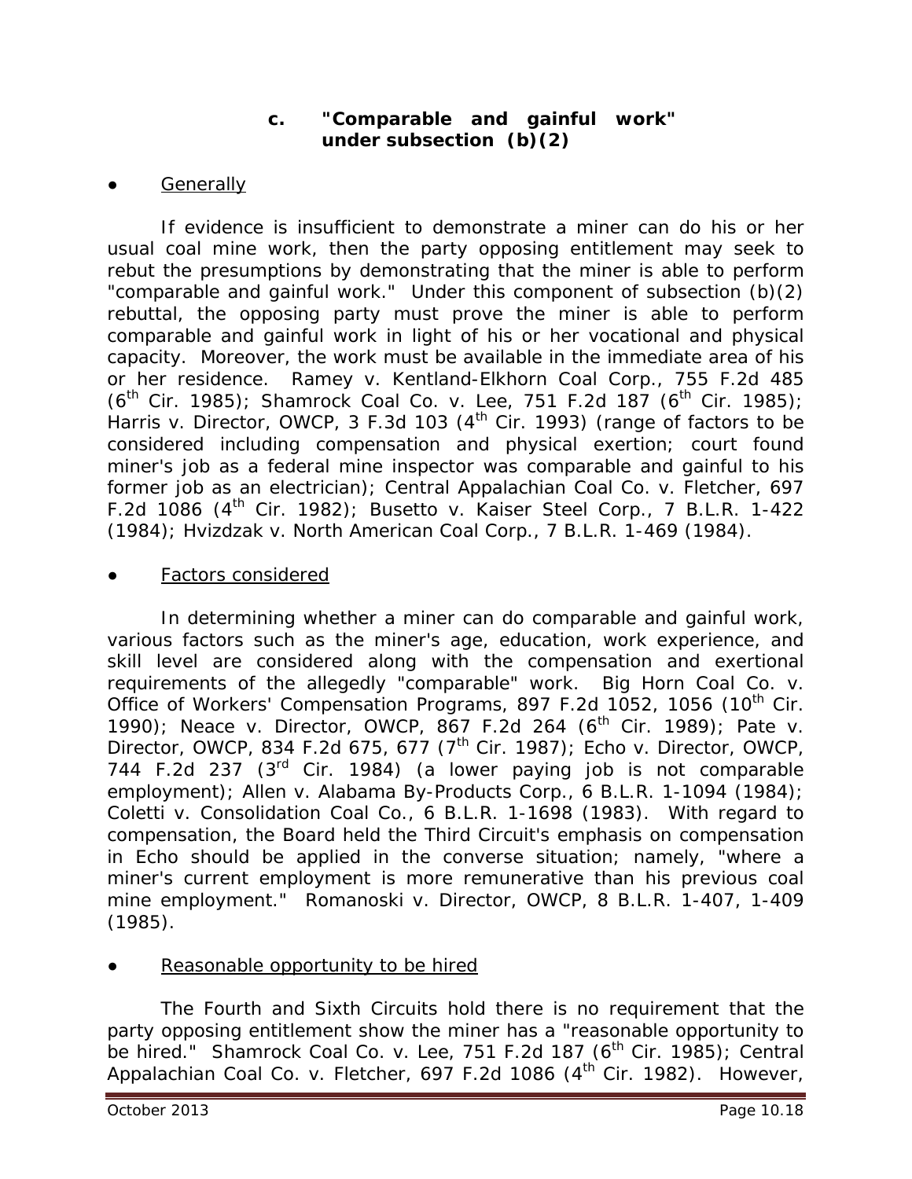### c. "Comparable and gainful work" under subsection (b)(2)

- Generally

If evidence is insufficient to demonstrate a miner can do his or her usual coal mine work, then the party opposing entitlement may seek to rebut the presumptions by demonstrating that the miner is able to perform "comparable and gainful work." Under this component of subsection (b)(2) rebuttal, the opposing party must prove the miner is able to perform comparable and gainful work in light of his or her vocational and physical capacity. Moreover, the work must be available in the immediate area of his or her residence. *Ramey v. Kentland-Elkhorn Coal Corp.*, 755 F.2d 485 (6th Cir. 1985); *Shamrock Coal Co. v. Lee*, 751 F.2d 187 (6th Cir. 1985); *Harris v. Director, OWCP*, 3 F.3d 103 (4th Cir. 1993) (range of factors to be considered including compensation and physical exertion; court found miner's job as a federal mine inspector was comparable and gainful to his former job as an electrician); *Central Appalachian Coal Co. v. Fletcher*, 697 F.2d 1086 (4th Cir. 1982); *Busetto v. Kaiser Steel Corp.*, 7 B.L.R. 1-422 (1984); *Hvizdzak v. North American Coal Corp.*, 7 B.L.R. 1-469 (1984).

- Factors considered

In determining whether a miner can do comparable and gainful work, various factors such as the miner's age, education, work experience, and skill level are considered along with the compensation and exertional requirements of the allegedly "comparable" work. *Big Horn Coal Co. v. Office of Workers' Compensation Programs*, 897 F.2d 1052, 1056 (10th Cir. 1990); *Neace v. Director, OWCP*, 867 F.2d 264 (6th Cir. 1989); *Pate v. Director, OWCP*, 834 F.2d 675, 677 (7th Cir. 1987); *Echo v. Director, OWCP*, 744 F.2d 237 (3rd Cir. 1984) (a lower paying job is not comparable employment); *Allen v. Alabama By-Products Corp.*, 6 B.L.R. 1-1094 (1984); *Coletti v. Consolidation Coal Co.*, 6 B.L.R. 1-1698 (1983). With regard to compensation, the Board held the Third Circuit's emphasis on compensation in *Echo* should be applied in the converse situation; namely, "where a miner's current employment is more remunerative than his previous coal mine employment." *Romanoski v. Director, OWCP*, 8 B.L.R. 1-407, 1-409 (1985).

- Reasonable opportunity to be hired

The Fourth and Sixth Circuits hold there is no requirement that the party opposing entitlement show the miner has a "reasonable opportunity to be hired." *Shamrock Coal Co. v. Lee*, 751 F.2d 187 (6th Cir. 1985); *Central Appalachian Coal Co. v. Fletcher*, 697 F.2d 1086 (4th Cir. 1982). However,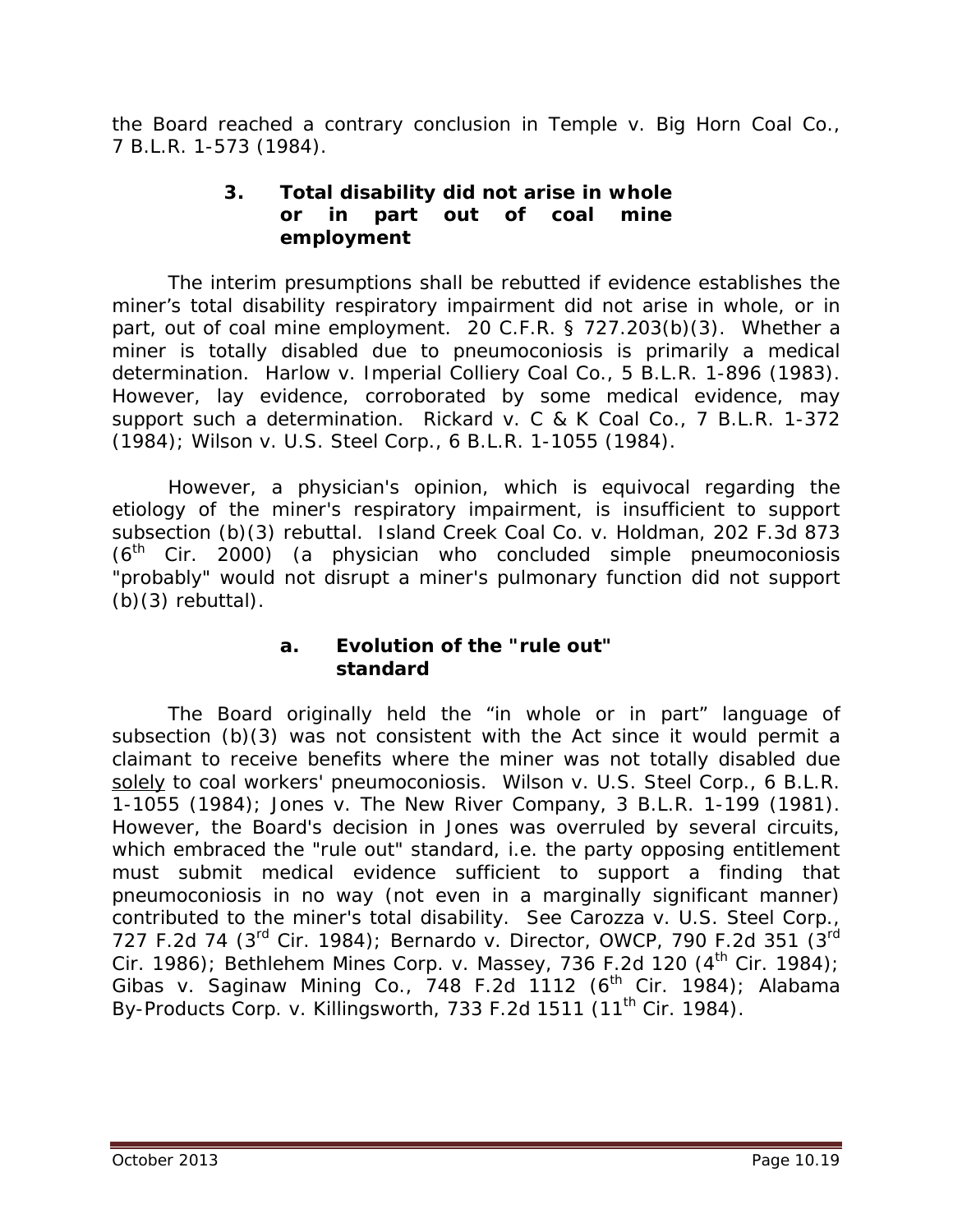the Board reached a contrary conclusion in *Temple v. Big Horn Coal Co.*, 7 B.L.R. 1-573 (1984).

### 3. Total disability did not arise in whole or in part out of coal mine employment

The interim presumptions shall be rebutted if evidence establishes the miner's total disability respiratory impairment did not arise in whole, or in part, out of coal mine employment. 20 C.F.R. § 727.203(b)(3). Whether a miner is totally disabled due to pneumoconiosis is primarily a medical determination. *Harlow v. Imperial Colliery Coal Co.*, 5 B.L.R. 1-896 (1983). However, lay evidence, corroborated by some medical evidence, may support such a determination. *Rickard v. C & K Coal Co.*, 7 B.L.R. 1-372 (1984); *Wilson v. U.S. Steel Corp.*, 6 B.L.R. 1-1055 (1984).

However, a physician's opinion, which is equivocal regarding the etiology of the miner's respiratory impairment, is insufficient to support subsection (b)(3) rebuttal. *Island Creek Coal Co. v. Holdman*, 202 F.3d 873 (6th Cir. 2000) (a physician who concluded simple pneumoconiosis "probably" would not disrupt a miner's pulmonary function did not support (b)(3) rebuttal).

#### a. Evolution of the "rule out" standard

The Board originally held the "in whole or in part" language of subsection (b)(3) was not consistent with the Act since it would permit a claimant to receive benefits where the miner was not totally disabled due <u>solely</u> to coal workers' pneumoconiosis. *Wilson v. U.S. Steel Corp.*, 6 B.L.R. 1-1055 (1984); *Jones v. The New River Company*, 3 B.L.R. 1-199 (1981). However, the Board's decision in *Jones* was overruled by several circuits, which embraced the "rule out" standard, i.e. the party opposing entitlement must submit medical evidence sufficient to support a finding that pneumoconiosis in no way (not even in a marginally significant manner) contributed to the miner's total disability. *See Carozza v. U.S. Steel Corp.*, 727 F.2d 74 (3rd Cir. 1984); *Bernardo v. Director, OWCP*, 790 F.2d 351 (3rd Cir. 1986); *Bethlehem Mines Corp. v. Massey*, 736 F.2d 120 (4th Cir. 1984); *Gibas v. Saginaw Mining Co.*, 748 F.2d 1112 (6th Cir. 1984); *Alabama By-Products Corp. v. Killingsworth*, 733 F.2d 1511 (11th Cir. 1984).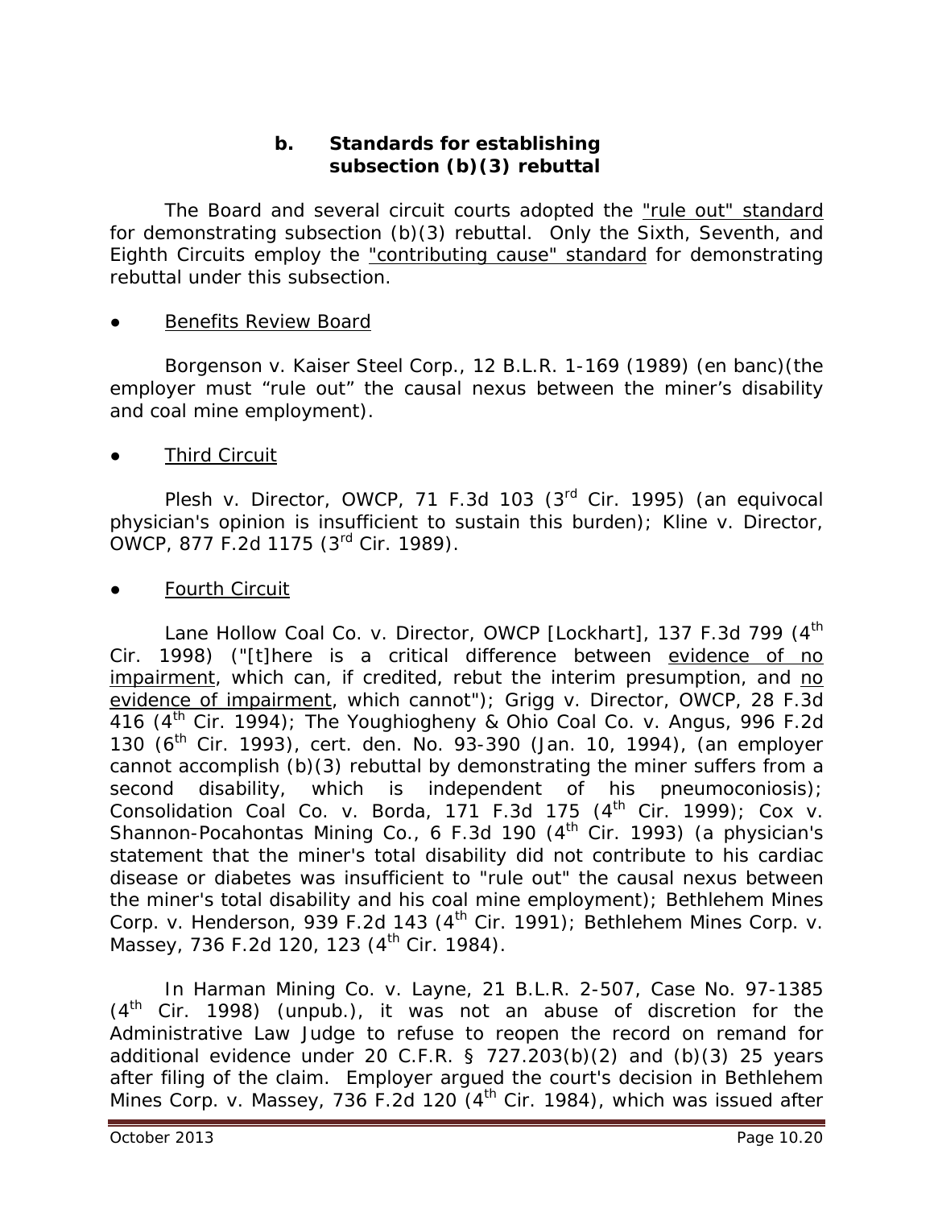### b. Standards for establishing subsection (b)(3) rebuttal

The Board and several circuit courts adopted the <u>"rule out" standard</u> for demonstrating subsection (b)(3) rebuttal. Only the Sixth, Seventh, and Eighth Circuits employ the <u>"contributing cause" standard</u> for demonstrating rebuttal under this subsection.

- <u>Benefits Review Board</u>

*Borgenson v. Kaiser Steel Corp.*, 12 B.L.R. 1-169 (1989) (en banc)(the employer must "rule out" the causal nexus between the miner's disability and coal mine employment).

- <u>Third Circuit</u>

*Plesh v. Director, OWCP*, 71 F.3d 103 (3rd Cir. 1995) (an equivocal physician's opinion is insufficient to sustain this burden); *Kline v. Director, OWCP*, 877 F.2d 1175 (3rd Cir. 1989).

- <u>Fourth Circuit</u>

*Lane Hollow Coal Co. v. Director, OWCP [Lockhart]*, 137 F.3d 799 (4th Cir. 1998) ("[t]here is a critical difference between <u>evidence of no impairment</u>, which can, if credited, rebut the interim presumption, and <u>no evidence of impairment</u>, which cannot"); *Grigg v. Director, OWCP*, 28 F.3d 416 (4th Cir. 1994); *The Youghiogheny & Ohio Coal Co. v. Angus*, 996 F.2d 130 (6th Cir. 1993), *cert. den.* No. 93-390 (Jan. 10, 1994), (an employer cannot accomplish (b)(3) rebuttal by demonstrating the miner suffers from a second disability, which is independent of his pneumoconiosis); *Consolidation Coal Co. v. Borda*, 171 F.3d 175 (4th Cir. 1999); *Cox v. Shannon-Pocahontas Mining Co.*, 6 F.3d 190 (4th Cir. 1993) (a physician's statement that the miner's total disability did not contribute to his cardiac disease or diabetes was insufficient to "rule out" the causal nexus between the miner's total disability and his coal mine employment); *Bethlehem Mines Corp. v. Henderson*, 939 F.2d 143 (4th Cir. 1991); *Bethlehem Mines Corp. v. Massey*, 736 F.2d 120, 123 (4th Cir. 1984).

In *Harman Mining Co. v. Layne*, 21 B.L.R. 2-507, Case No. 97-1385 (4th Cir. 1998) (unpub.), it was not an abuse of discretion for the Administrative Law Judge to refuse to reopen the record on remand for additional evidence under 20 C.F.R. § 727.203(b)(2) and (b)(3) 25 years after filing of the claim. Employer argued the court's decision in *Bethlehem Mines Corp. v. Massey*, 736 F.2d 120 (4th Cir. 1984), which was issued after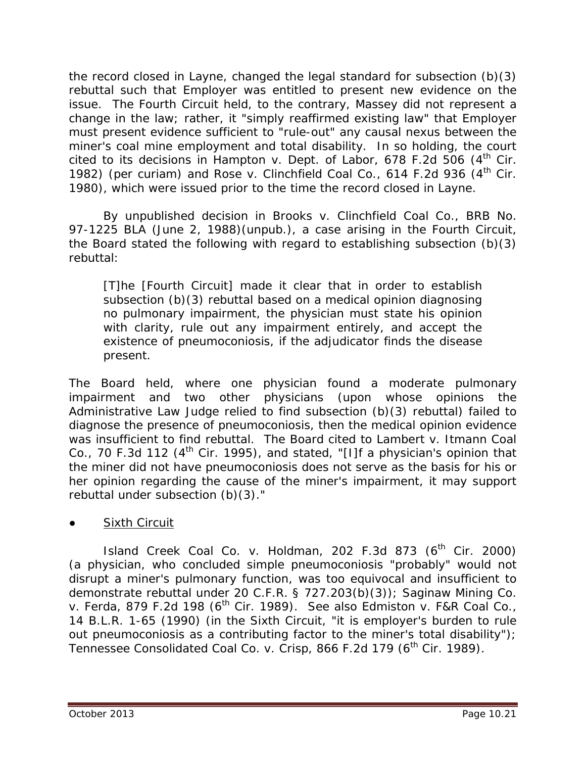the record closed in Layne, changed the legal standard for subsection (b)(3) rebuttal such that Employer was entitled to present new evidence on the issue. The Fourth Circuit held, to the contrary, Massey did not represent a change in the law; rather, it "simply reaffirmed existing law" that Employer must present evidence sufficient to "rule-out" any causal nexus between the miner's coal mine employment and total disability. In so holding, the court cited to its decisions in Hampton v. Dept. of Labor, 678 F.2d 506 (4th Cir. 1982) (per curiam) and Rose v. Clinchfield Coal Co., 614 F.2d 936 (4th Cir. 1980), which were issued prior to the time the record closed in Layne.

By unpublished decision in Brooks v. Clinchfield Coal Co., BRB No. 97-1225 BLA (June 2, 1988)(unpub.), a case arising in the Fourth Circuit, the Board stated the following with regard to establishing subsection (b)(3) rebuttal:

> [T]he [Fourth Circuit] made it clear that in order to establish subsection (b)(3) rebuttal based on a medical opinion diagnosing no pulmonary impairment, the physician must state his opinion with clarity, rule out any impairment entirely, and accept the existence of pneumoconiosis, if the adjudicator finds the disease present.

The Board held, where one physician found a moderate pulmonary impairment and two other physicians (upon whose opinions the Administrative Law Judge relied to find subsection (b)(3) rebuttal) failed to diagnose the presence of pneumoconiosis, then the medical opinion evidence was insufficient to find rebuttal. The Board cited to Lambert v. Itmann Coal Co., 70 F.3d 112 (4th Cir. 1995), and stated, "[I]f a physician's opinion that the miner did not have pneumoconiosis does not serve as the basis for his or her opinion regarding the cause of the miner's impairment, it may support rebuttal under subsection (b)(3)."

- Sixth Circuit

Island Creek Coal Co. v. Holdman, 202 F.3d 873 (6th Cir. 2000) (a physician, who concluded simple pneumoconiosis "probably" would not disrupt a miner's pulmonary function, was too equivocal and insufficient to demonstrate rebuttal under 20 C.F.R. § 727.203(b)(3)); Saginaw Mining Co. v. Ferda, 879 F.2d 198 (6th Cir. 1989). See also Edmiston v. F&R Coal Co., 14 B.L.R. 1-65 (1990) (in the Sixth Circuit, "it is employer's burden to rule out pneumoconiosis as a contributing factor to the miner's total disability"); Tennessee Consolidated Coal Co. v. Crisp, 866 F.2d 179 (6th Cir. 1989).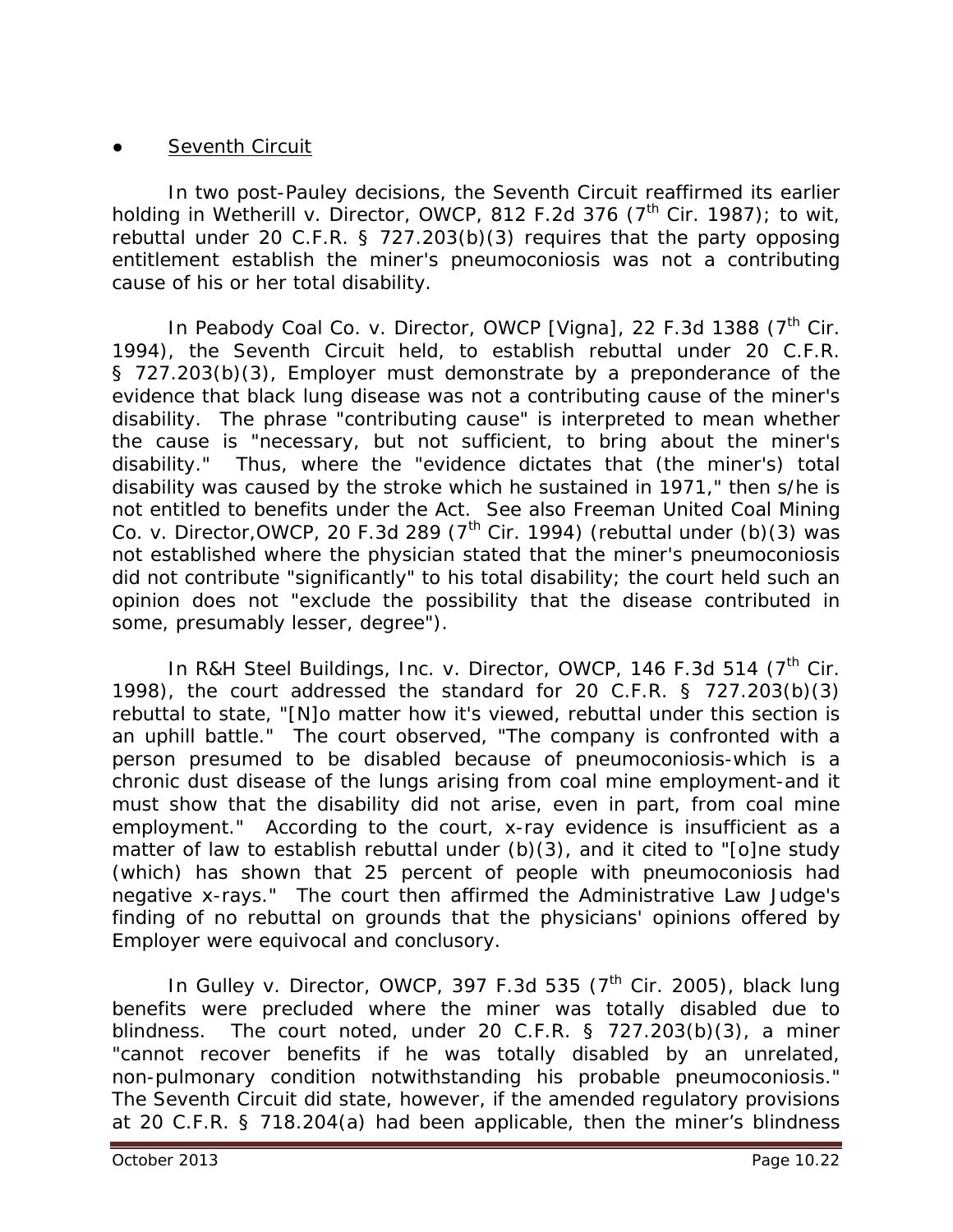- Seventh Circuit

In two post-Pauley decisions, the Seventh Circuit reaffirmed its earlier holding in *Wetherill v. Director, OWCP*, 812 F.2d 376 (7th Cir. 1987); to wit, rebuttal under 20 C.F.R. § 727.203(b)(3) requires that the party opposing entitlement establish the miner's pneumoconiosis was not a contributing cause of his or her total disability.

In *Peabody Coal Co. v. Director, OWCP [Vigna]*, 22 F.3d 1388 (7th Cir. 1994), the Seventh Circuit held, to establish rebuttal under 20 C.F.R. § 727.203(b)(3), Employer must demonstrate by a preponderance of the evidence that black lung disease was not a contributing cause of the miner's disability. The phrase "contributing cause" is interpreted to mean whether the cause is "necessary, but not sufficient, to bring about the miner's disability." Thus, where the "evidence dictates that (the miner's) total disability was caused by the stroke which he sustained in 1971," then s/he is not entitled to benefits under the Act. *See also Freeman United Coal Mining Co. v. Director,OWCP*, 20 F.3d 289 (7th Cir. 1994) (rebuttal under (b)(3) was not established where the physician stated that the miner's pneumoconiosis did not contribute "significantly" to his total disability; the court held such an opinion does not "exclude the possibility that the disease contributed in some, presumably lesser, degree").

In *R&H Steel Buildings, Inc. v. Director, OWCP*, 146 F.3d 514 (7th Cir. 1998), the court addressed the standard for 20 C.F.R. § 727.203(b)(3) rebuttal to state, "[N]o matter how it's viewed, rebuttal under this section is an uphill battle." The court observed, "The company is confronted with a person presumed to be disabled because of pneumoconiosis-which is a chronic dust disease of the lungs arising from coal mine employment-and it must show that the disability did not arise, even in part, from coal mine employment." According to the court, x-ray evidence is insufficient as a matter of law to establish rebuttal under (b)(3), and it cited to "[o]ne study (which) has shown that 25 percent of people with pneumoconiosis had negative x-rays." The court then affirmed the Administrative Law Judge's finding of no rebuttal on grounds that the physicians' opinions offered by Employer were equivocal and conclusory.

In *Gulley v. Director, OWCP*, 397 F.3d 535 (7th Cir. 2005), black lung benefits were precluded where the miner was totally disabled due to blindness. The court noted, under 20 C.F.R. § 727.203(b)(3), a miner "cannot recover benefits if he was totally disabled by an unrelated, non-pulmonary condition notwithstanding his probable pneumoconiosis." The Seventh Circuit did state, however, if the amended regulatory provisions at 20 C.F.R. § 718.204(a) had been applicable, then the miner's blindness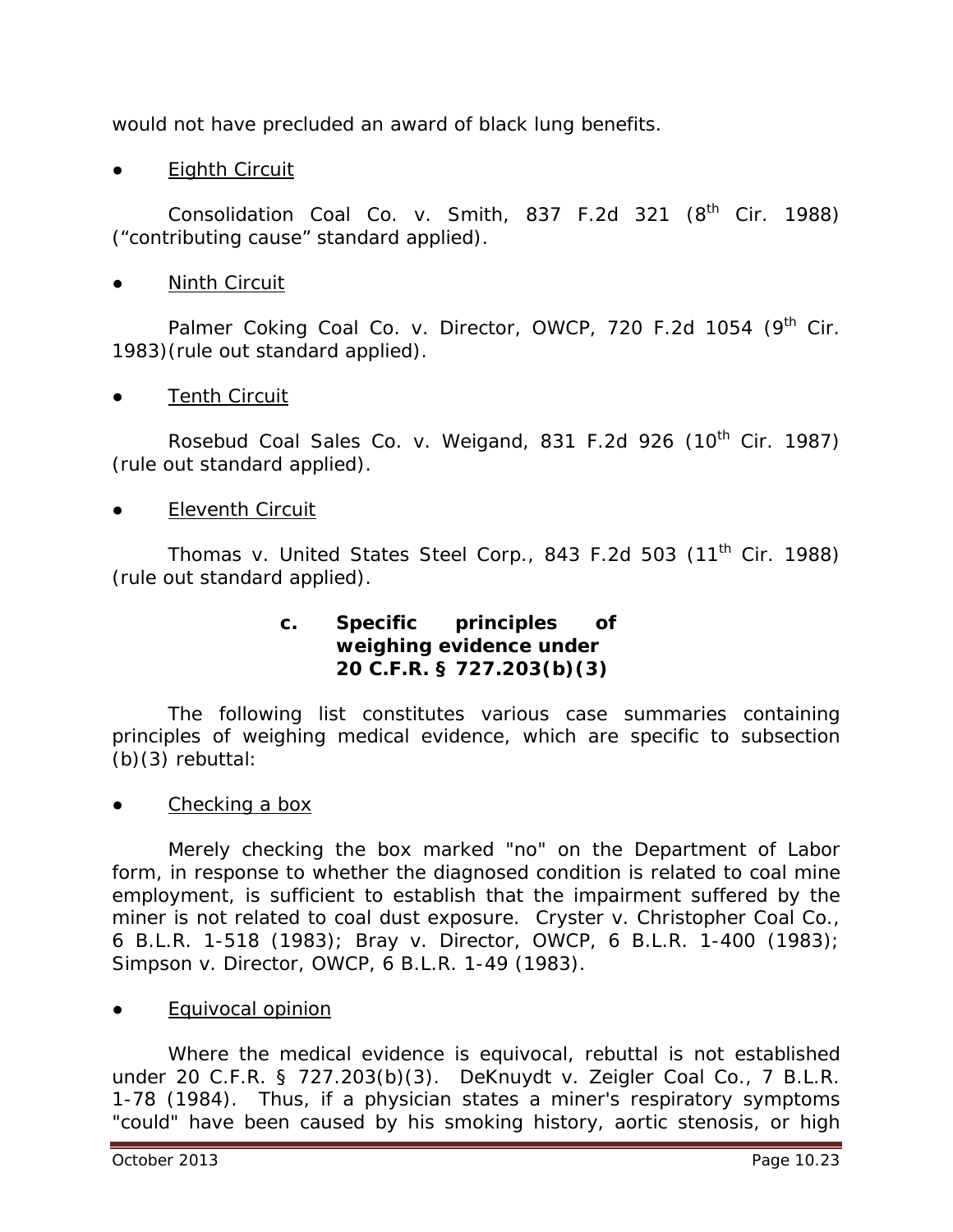would not have precluded an award of black lung benefits.

- Eighth Circuit

Consolidation Coal Co. v. Smith, 837 F.2d 321 (8th Cir. 1988) ("contributing cause" standard applied).

- Ninth Circuit

Palmer Coking Coal Co. v. Director, OWCP, 720 F.2d 1054 (9th Cir. 1983)(rule out standard applied).

- Tenth Circuit

Rosebud Coal Sales Co. v. Weigand, 831 F.2d 926 (10th Cir. 1987) (rule out standard applied).

- Eleventh Circuit

Thomas v. United States Steel Corp., 843 F.2d 503 (11th Cir. 1988) (rule out standard applied).

**c. Specific principles of weighing evidence under 20 C.F.R. § 727.203(b)(3)**

The following list constitutes various case summaries containing principles of weighing medical evidence, which are specific to subsection (b)(3) rebuttal:

- Checking a box

Merely checking the box marked "no" on the Department of Labor form, in response to whether the diagnosed condition is related to coal mine employment, is sufficient to establish that the impairment suffered by the miner is not related to coal dust exposure. Cryster v. Christopher Coal Co., 6 B.L.R. 1-518 (1983); Bray v. Director, OWCP, 6 B.L.R. 1-400 (1983); Simpson v. Director, OWCP, 6 B.L.R. 1-49 (1983).

- Equivocal opinion

Where the medical evidence is equivocal, rebuttal is not established under 20 C.F.R. § 727.203(b)(3). DeKnuydt v. Zeigler Coal Co., 7 B.L.R. 1-78 (1984). Thus, if a physician states a miner's respiratory symptoms "could" have been caused by his smoking history, aortic stenosis, or high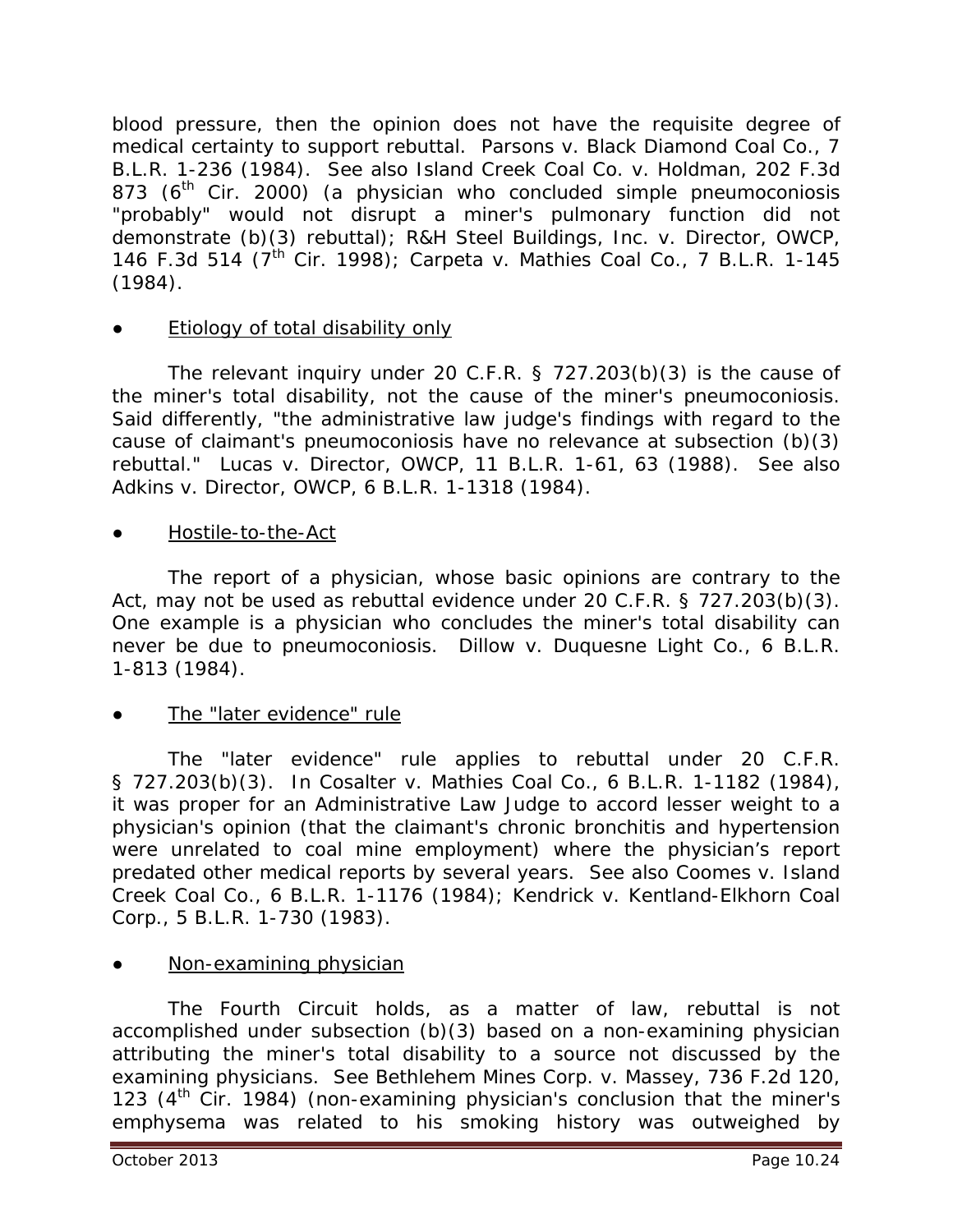blood pressure, then the opinion does not have the requisite degree of medical certainty to support rebuttal. *Parsons v. Black Diamond Coal Co.*, 7 B.L.R. 1-236 (1984). *See also Island Creek Coal Co. v. Holdman*, 202 F.3d 873 (6th Cir. 2000) (a physician who concluded simple pneumoconiosis "probably" would not disrupt a miner's pulmonary function did not demonstrate (b)(3) rebuttal); *R&H Steel Buildings, Inc. v. Director, OWCP*, 146 F.3d 514 (7th Cir. 1998); *Carpeta v. Mathies Coal Co.*, 7 B.L.R. 1-145 (1984).

- Etiology of total disability only

The relevant inquiry under 20 C.F.R. § 727.203(b)(3) is the cause of the miner's total disability, not the cause of the miner's pneumoconiosis. Said differently, "the administrative law judge's findings with regard to the cause of claimant's pneumoconiosis have no relevance at subsection (b)(3) rebuttal." *Lucas v. Director, OWCP*, 11 B.L.R. 1-61, 63 (1988). *See also Adkins v. Director, OWCP*, 6 B.L.R. 1-1318 (1984).

- Hostile-to-the-Act

The report of a physician, whose basic opinions are contrary to the Act, may not be used as rebuttal evidence under 20 C.F.R. § 727.203(b)(3). One example is a physician who concludes the miner's total disability can never be due to pneumoconiosis. *Dillow v. Duquesne Light Co.*, 6 B.L.R. 1-813 (1984).

- The "later evidence" rule

The "later evidence" rule applies to rebuttal under 20 C.F.R. § 727.203(b)(3). In *Cosalter v. Mathies Coal Co.*, 6 B.L.R. 1-1182 (1984), it was proper for an Administrative Law Judge to accord lesser weight to a physician's opinion (that the claimant's chronic bronchitis and hypertension were unrelated to coal mine employment) where the physician's report predated other medical reports by several years. *See also Coomes v. Island Creek Coal Co.*, 6 B.L.R. 1-1176 (1984); *Kendrick v. Kentland-Elkhorn Coal Corp.*, 5 B.L.R. 1-730 (1983).

- Non-examining physician

The Fourth Circuit holds, as a matter of law, rebuttal is not accomplished under subsection (b)(3) based on a non-examining physician attributing the miner's total disability to a source not discussed by the examining physicians. *See Bethlehem Mines Corp. v. Massey*, 736 F.2d 120, 123 (4th Cir. 1984) (non-examining physician's conclusion that the miner's emphysema was related to his smoking history was outweighed by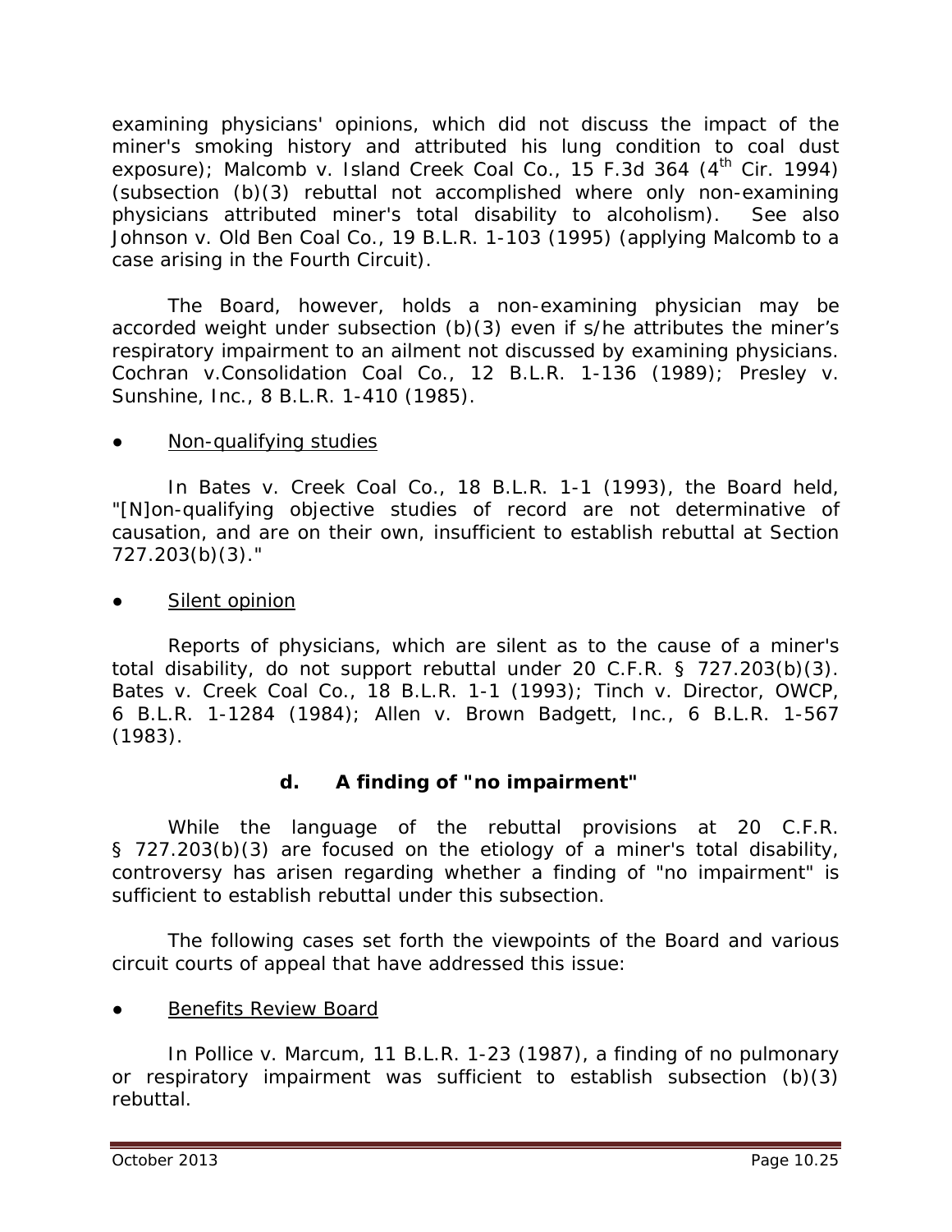examining physicians' opinions, which did not discuss the impact of the miner's smoking history and attributed his lung condition to coal dust exposure); *Malcomb v. Island Creek Coal Co.*, 15 F.3d 364 (4th Cir. 1994) (subsection (b)(3) rebuttal not accomplished where only non-examining physicians attributed miner's total disability to alcoholism). *See also Johnson v. Old Ben Coal Co.*, 19 B.L.R. 1-103 (1995) (applying *Malcomb* to a case arising in the Fourth Circuit).

The Board, however, holds a non-examining physician may be accorded weight under subsection (b)(3) even if s/he attributes the miner's respiratory impairment to an ailment not discussed by examining physicians. *Cochran v.Consolidation Coal Co.*, 12 B.L.R. 1-136 (1989); *Presley v. Sunshine, Inc.*, 8 B.L.R. 1-410 (1985).

- Non-qualifying studies

In *Bates v. Creek Coal Co.*, 18 B.L.R. 1-1 (1993), the Board held, "[N]on-qualifying objective studies of record are not determinative of causation, and are on their own, insufficient to establish rebuttal at Section 727.203(b)(3)."

- Silent opinion

Reports of physicians, which are silent as to the cause of a miner's total disability, do not support rebuttal under 20 C.F.R. § 727.203(b)(3). *Bates v. Creek Coal Co.*, 18 B.L.R. 1-1 (1993); *Tinch v. Director, OWCP*, 6 B.L.R. 1-1284 (1984); *Allen v. Brown Badgett, Inc.*, 6 B.L.R. 1-567 (1983).

### d. A finding of "no impairment"

While the language of the rebuttal provisions at 20 C.F.R. § 727.203(b)(3) are focused on the etiology of a miner's total disability, controversy has arisen regarding whether a finding of "no impairment" is sufficient to establish rebuttal under this subsection.

The following cases set forth the viewpoints of the Board and various circuit courts of appeal that have addressed this issue:

- Benefits Review Board

In *Pollice v. Marcum*, 11 B.L.R. 1-23 (1987), a finding of no pulmonary or respiratory impairment was sufficient to establish subsection (b)(3) rebuttal.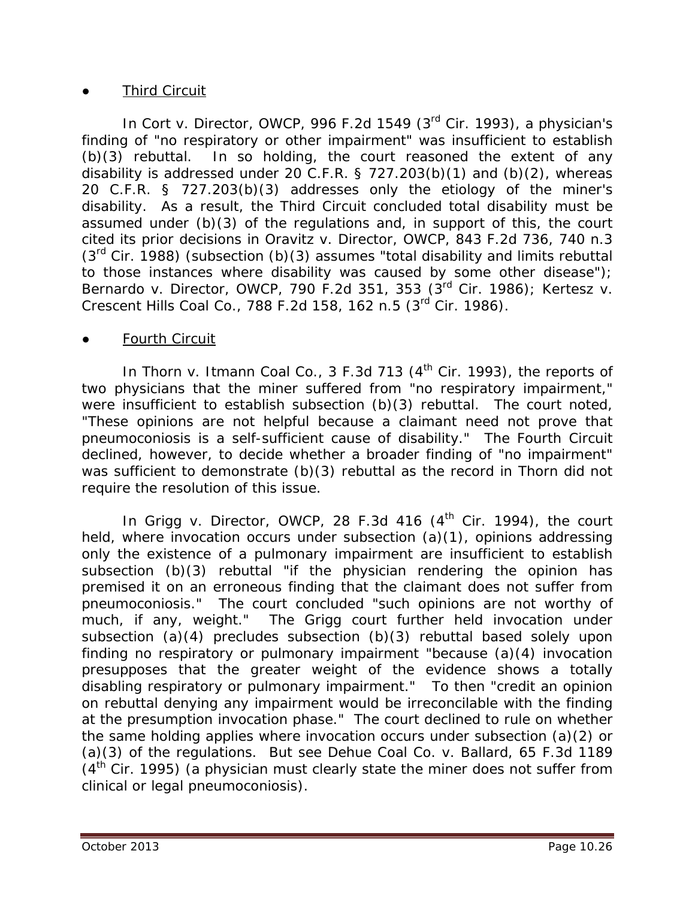- Third Circuit

In *Cort v. Director, OWCP*, 996 F.2d 1549 (3rd Cir. 1993), a physician's finding of "no respiratory or other impairment" was insufficient to establish (b)(3) rebuttal. In so holding, the court reasoned the extent of any disability is addressed under 20 C.F.R. § 727.203(b)(1) and (b)(2), whereas 20 C.F.R. § 727.203(b)(3) addresses only the etiology of the miner's disability. As a result, the Third Circuit concluded total disability must be assumed under (b)(3) of the regulations and, in support of this, the court cited its prior decisions in *Oravitz v. Director, OWCP*, 843 F.2d 736, 740 n.3 (3rd Cir. 1988) (subsection (b)(3) assumes "total disability and limits rebuttal to those instances where disability was caused by some other disease"); *Bernardo v. Director, OWCP*, 790 F.2d 351, 353 (3rd Cir. 1986); *Kertesz v. Crescent Hills Coal Co.*, 788 F.2d 158, 162 n.5 (3rd Cir. 1986).

- Fourth Circuit

In *Thorn v. Itmann Coal Co.*, 3 F.3d 713 (4th Cir. 1993), the reports of two physicians that the miner suffered from "no respiratory impairment," were insufficient to establish subsection (b)(3) rebuttal. The court noted, "These opinions are not helpful because a claimant need not prove that pneumoconiosis is a self-sufficient cause of disability." The Fourth Circuit declined, however, to decide whether a broader finding of "no impairment" was sufficient to demonstrate (b)(3) rebuttal as the record in *Thorn* did not require the resolution of this issue.

In *Grigg v. Director, OWCP*, 28 F.3d 416 (4th Cir. 1994), the court held, where invocation occurs under subsection (a)(1), opinions addressing only the existence of a pulmonary impairment are insufficient to establish subsection (b)(3) rebuttal "if the physician rendering the opinion has premised it on an erroneous finding that the claimant does not suffer from pneumoconiosis." The court concluded "such opinions are not worthy of much, if any, weight." The *Grigg* court further held invocation under subsection (a)(4) precludes subsection (b)(3) rebuttal based solely upon finding no respiratory or pulmonary impairment "because (a)(4) invocation presupposes that the greater weight of the evidence shows a totally disabling respiratory or pulmonary impairment." To then "credit an opinion on rebuttal denying any impairment would be irreconcilable with the finding at the presumption invocation phase." The court declined to rule on whether the same holding applies where invocation occurs under subsection (a)(2) or (a)(3) of the regulations. *But see Dehue Coal Co. v. Ballard*, 65 F.3d 1189 (4th Cir. 1995) (a physician must clearly state the miner does not suffer from clinical or legal pneumoconiosis).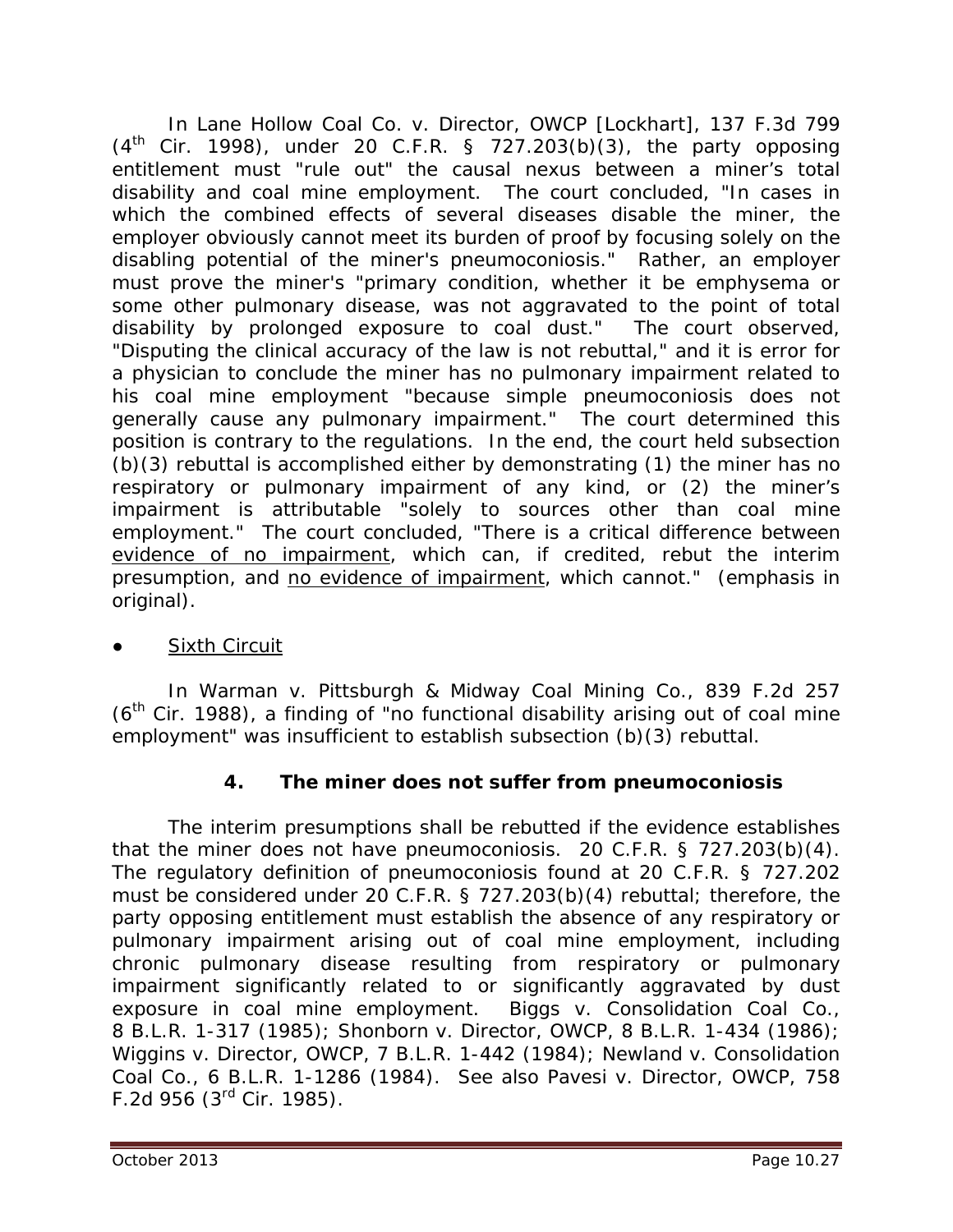In *Lane Hollow Coal Co. v. Director, OWCP [Lockhart]*, 137 F.3d 799 (4th Cir. 1998), under 20 C.F.R. § 727.203(b)(3), the party opposing entitlement must "rule out" the causal nexus between a miner's total disability and coal mine employment. The court concluded, "In cases in which the combined effects of several diseases disable the miner, the employer obviously cannot meet its burden of proof by focusing solely on the disabling potential of the miner's pneumoconiosis." Rather, an employer must prove the miner's "primary condition, whether it be emphysema or some other pulmonary disease, was not aggravated to the point of total disability by prolonged exposure to coal dust." The court observed, "Disputing the clinical accuracy of the law is not rebuttal," and it is error for a physician to conclude the miner has no pulmonary impairment related to his coal mine employment "because simple pneumoconiosis does not generally cause any pulmonary impairment." The court determined this position is contrary to the regulations. In the end, the court held subsection (b)(3) rebuttal is accomplished either by demonstrating (1) the miner has no respiratory or pulmonary impairment of any kind, or (2) the miner's impairment is attributable "solely to sources other than coal mine employment." The court concluded, "There is a critical difference between <u>evidence of no impairment</u>, which can, if credited, rebut the interim presumption, and <u>no evidence of impairment</u>, which cannot." (emphasis in original).

- <u>Sixth Circuit</u>

In *Warman v. Pittsburgh & Midway Coal Mining Co.*, 839 F.2d 257 (6th Cir. 1988), a finding of "no functional disability arising out of coal mine employment" was insufficient to establish subsection (b)(3) rebuttal.

### 4. The miner does not suffer from pneumoconiosis

The interim presumptions shall be rebutted if the evidence establishes that the miner does not have pneumoconiosis. 20 C.F.R. § 727.203(b)(4). The regulatory definition of pneumoconiosis found at 20 C.F.R. § 727.202 must be considered under 20 C.F.R. § 727.203(b)(4) rebuttal; therefore, the party opposing entitlement must establish the absence of any respiratory or pulmonary impairment arising out of coal mine employment, including chronic pulmonary disease resulting from respiratory or pulmonary impairment significantly related to or significantly aggravated by dust exposure in coal mine employment. *Biggs v. Consolidation Coal Co.*, 8 B.L.R. 1-317 (1985); *Shonborn v. Director, OWCP*, 8 B.L.R. 1-434 (1986); *Wiggins v. Director, OWCP*, 7 B.L.R. 1-442 (1984); *Newland v. Consolidation Coal Co.*, 6 B.L.R. 1-1286 (1984). *See also Pavesi v. Director, OWCP*, 758 F.2d 956 (3rd Cir. 1985).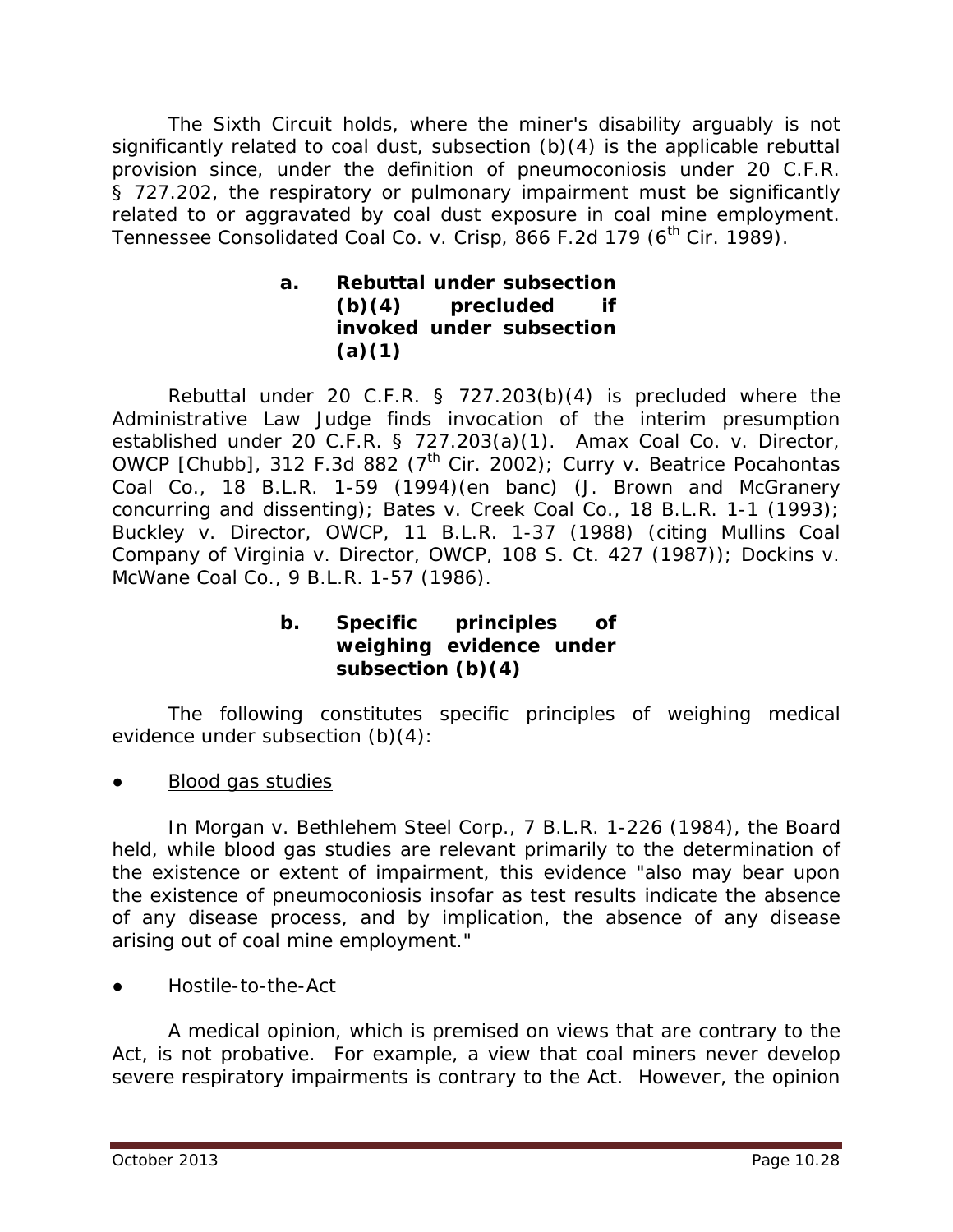The Sixth Circuit holds, where the miner's disability arguably is not significantly related to coal dust, subsection (b)(4) is the applicable rebuttal provision since, under the definition of pneumoconiosis under 20 C.F.R. § 727.202, the respiratory or pulmonary impairment must be significantly related to or aggravated by coal dust exposure in coal mine employment. *Tennessee Consolidated Coal Co. v. Crisp*, 866 F.2d 179 (6th Cir. 1989).

#### a. Rebuttal under subsection (b)(4) precluded if invoked under subsection (a)(1)

Rebuttal under 20 C.F.R. § 727.203(b)(4) is precluded where the Administrative Law Judge finds invocation of the interim presumption established under 20 C.F.R. § 727.203(a)(1). *Amax Coal Co. v. Director, OWCP [Chubb]*, 312 F.3d 882 (7th Cir. 2002); *Curry v. Beatrice Pocahontas Coal Co.*, 18 B.L.R. 1-59 (1994)(en banc) (J. Brown and McGranery concurring and dissenting); *Bates v. Creek Coal Co.*, 18 B.L.R. 1-1 (1993); *Buckley v. Director, OWCP*, 11 B.L.R. 1-37 (1988) (citing *Mullins Coal Company of Virginia v. Director, OWCP*, 108 S. Ct. 427 (1987)); *Dockins v. McWane Coal Co.*, 9 B.L.R. 1-57 (1986).

#### b. Specific principles of weighing evidence under subsection (b)(4)

The following constitutes specific principles of weighing medical evidence under subsection (b)(4):

- Blood gas studies

In *Morgan v. Bethlehem Steel Corp.*, 7 B.L.R. 1-226 (1984), the Board held, while blood gas studies are relevant primarily to the determination of the existence or extent of impairment, this evidence "also may bear upon the existence of pneumoconiosis insofar as test results indicate the absence of any disease process, and by implication, the absence of any disease arising out of coal mine employment."

- Hostile-to-the-Act

A medical opinion, which is premised on views that are contrary to the Act, is not probative. For example, a view that coal miners never develop severe respiratory impairments is contrary to the Act. However, the opinion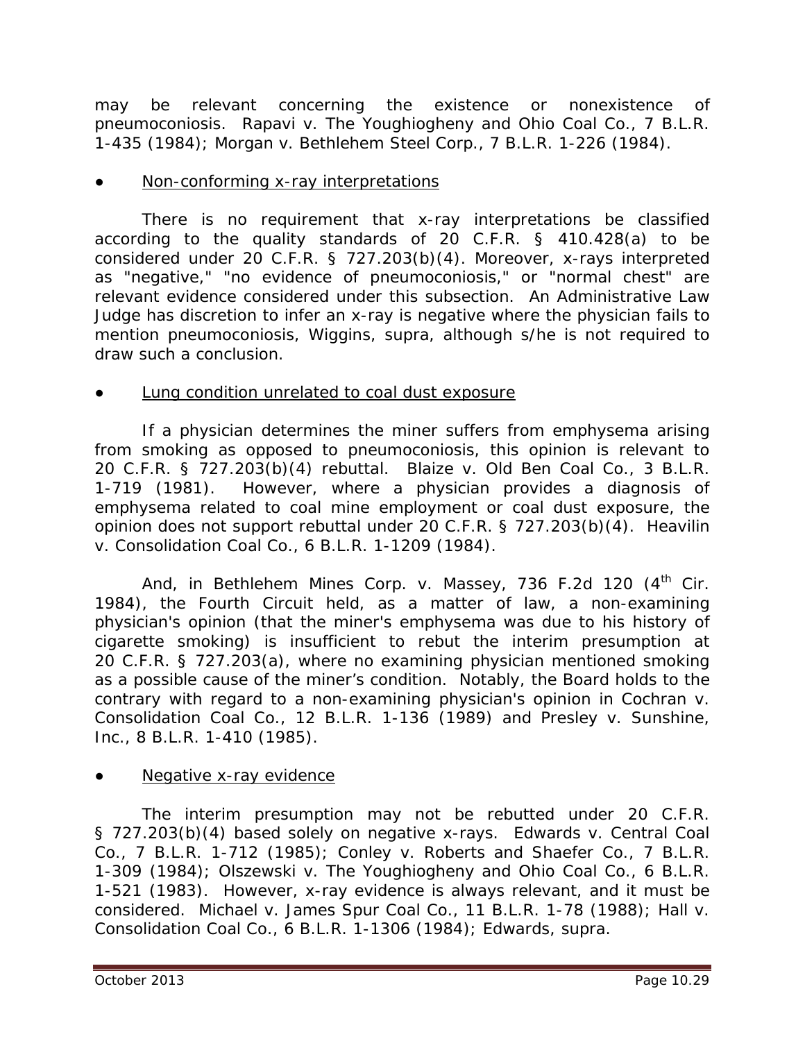may be relevant concerning the existence or nonexistence of pneumoconiosis. Rapavi v. The Youghiogheny and Ohio Coal Co., 7 B.L.R. 1-435 (1984); Morgan v. Bethlehem Steel Corp., 7 B.L.R. 1-226 (1984).

- Non-conforming x-ray interpretations

There is no requirement that x-ray interpretations be classified according to the quality standards of 20 C.F.R. § 410.428(a) to be considered under 20 C.F.R. § 727.203(b)(4). Moreover, x-rays interpreted as "negative," "no evidence of pneumoconiosis," or "normal chest" are relevant evidence considered under this subsection. An Administrative Law Judge has discretion to infer an x-ray is negative where the physician fails to mention pneumoconiosis, Wiggins, supra, although s/he is not required to draw such a conclusion.

- Lung condition unrelated to coal dust exposure

If a physician determines the miner suffers from emphysema arising from smoking as opposed to pneumoconiosis, this opinion is relevant to 20 C.F.R. § 727.203(b)(4) rebuttal. Blaize v. Old Ben Coal Co., 3 B.L.R. 1-719 (1981). However, where a physician provides a diagnosis of emphysema related to coal mine employment or coal dust exposure, the opinion does not support rebuttal under 20 C.F.R. § 727.203(b)(4). Heavilin v. Consolidation Coal Co., 6 B.L.R. 1-1209 (1984).

And, in Bethlehem Mines Corp. v. Massey, 736 F.2d 120 (4th Cir. 1984), the Fourth Circuit held, as a matter of law, a non-examining physician's opinion (that the miner's emphysema was due to his history of cigarette smoking) is insufficient to rebut the interim presumption at 20 C.F.R. § 727.203(a), where no examining physician mentioned smoking as a possible cause of the miner's condition. Notably, the Board holds to the contrary with regard to a non-examining physician's opinion in Cochran v. Consolidation Coal Co., 12 B.L.R. 1-136 (1989) and Presley v. Sunshine, Inc., 8 B.L.R. 1-410 (1985).

- Negative x-ray evidence

The interim presumption may not be rebutted under 20 C.F.R. § 727.203(b)(4) based solely on negative x-rays. Edwards v. Central Coal Co., 7 B.L.R. 1-712 (1985); Conley v. Roberts and Shaefer Co., 7 B.L.R. 1-309 (1984); Olszewski v. The Youghiogheny and Ohio Coal Co., 6 B.L.R. 1-521 (1983). However, x-ray evidence is always relevant, and it must be considered. Michael v. James Spur Coal Co., 11 B.L.R. 1-78 (1988); Hall v. Consolidation Coal Co., 6 B.L.R. 1-1306 (1984); Edwards, supra.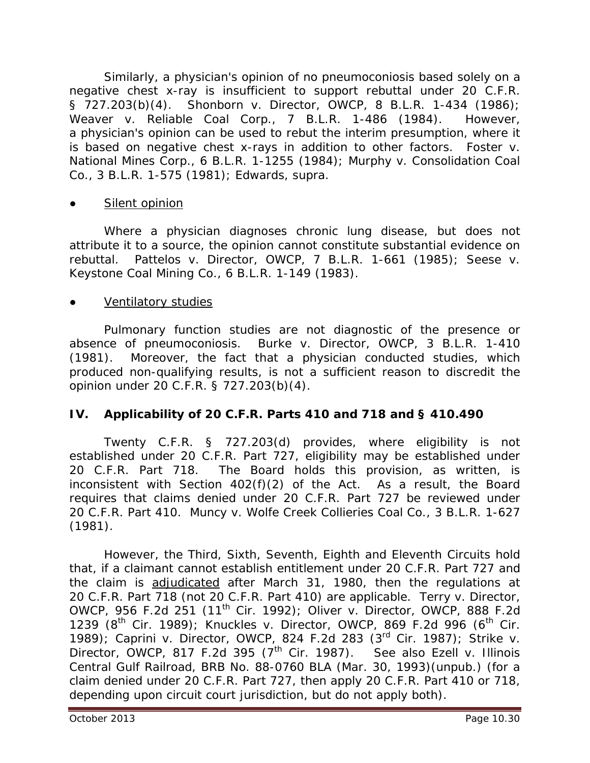Similarly, a physician's opinion of no pneumoconiosis based solely on a negative chest x-ray is insufficient to support rebuttal under 20 C.F.R. § 727.203(b)(4). *Shonborn v. Director, OWCP*, 8 B.L.R. 1-434 (1986); *Weaver v. Reliable Coal Corp.*, 7 B.L.R. 1-486 (1984). However, a physician's opinion can be used to rebut the interim presumption, where it is based on negative chest x-rays in addition to other factors. *Foster v. National Mines Corp.*, 6 B.L.R. 1-1255 (1984); *Murphy v. Consolidation Coal Co.*, 3 B.L.R. 1-575 (1981); *Edwards, supra*.

- Silent opinion

Where a physician diagnoses chronic lung disease, but does not attribute it to a source, the opinion cannot constitute substantial evidence on rebuttal. *Pattelos v. Director, OWCP*, 7 B.L.R. 1-661 (1985); *Seese v. Keystone Coal Mining Co.*, 6 B.L.R. 1-149 (1983).

- Ventilatory studies

Pulmonary function studies are not diagnostic of the presence or absence of pneumoconiosis. *Burke v. Director, OWCP*, 3 B.L.R. 1-410 (1981). Moreover, the fact that a physician conducted studies, which produced non-qualifying results, is not a sufficient reason to discredit the opinion under 20 C.F.R. § 727.203(b)(4).

## IV. Applicability of 20 C.F.R. Parts 410 and 718 and § 410.490

Twenty C.F.R. § 727.203(d) provides, where eligibility is not established under 20 C.F.R. Part 727, eligibility may be established under 20 C.F.R. Part 718. The Board holds this provision, as written, is inconsistent with Section 402(f)(2) of the Act. As a result, the Board requires that claims denied under 20 C.F.R. Part 727 be reviewed under 20 C.F.R. Part 410. *Muncy v. Wolfe Creek Collieries Coal Co.*, 3 B.L.R. 1-627 (1981).

However, the Third, Sixth, Seventh, Eighth and Eleventh Circuits hold that, if a claimant cannot establish entitlement under 20 C.F.R. Part 727 and the claim is adjudicated after March 31, 1980, then the regulations at 20 C.F.R. Part 718 (not 20 C.F.R. Part 410) are applicable. *Terry v. Director, OWCP*, 956 F.2d 251 (11th Cir. 1992); *Oliver v. Director, OWCP*, 888 F.2d 1239 (8th Cir. 1989); *Knuckles v. Director, OWCP*, 869 F.2d 996 (6th Cir. 1989); *Caprini v. Director, OWCP*, 824 F.2d 283 (3rd Cir. 1987); *Strike v. Director, OWCP*, 817 F.2d 395 (7th Cir. 1987). *See also Ezell v. Illinois Central Gulf Railroad*, BRB No. 88-0760 BLA (Mar. 30, 1993)(unpub.) (for a claim denied under 20 C.F.R. Part 727, then apply 20 C.F.R. Part 410 or 718, depending upon circuit court jurisdiction, but do not apply both).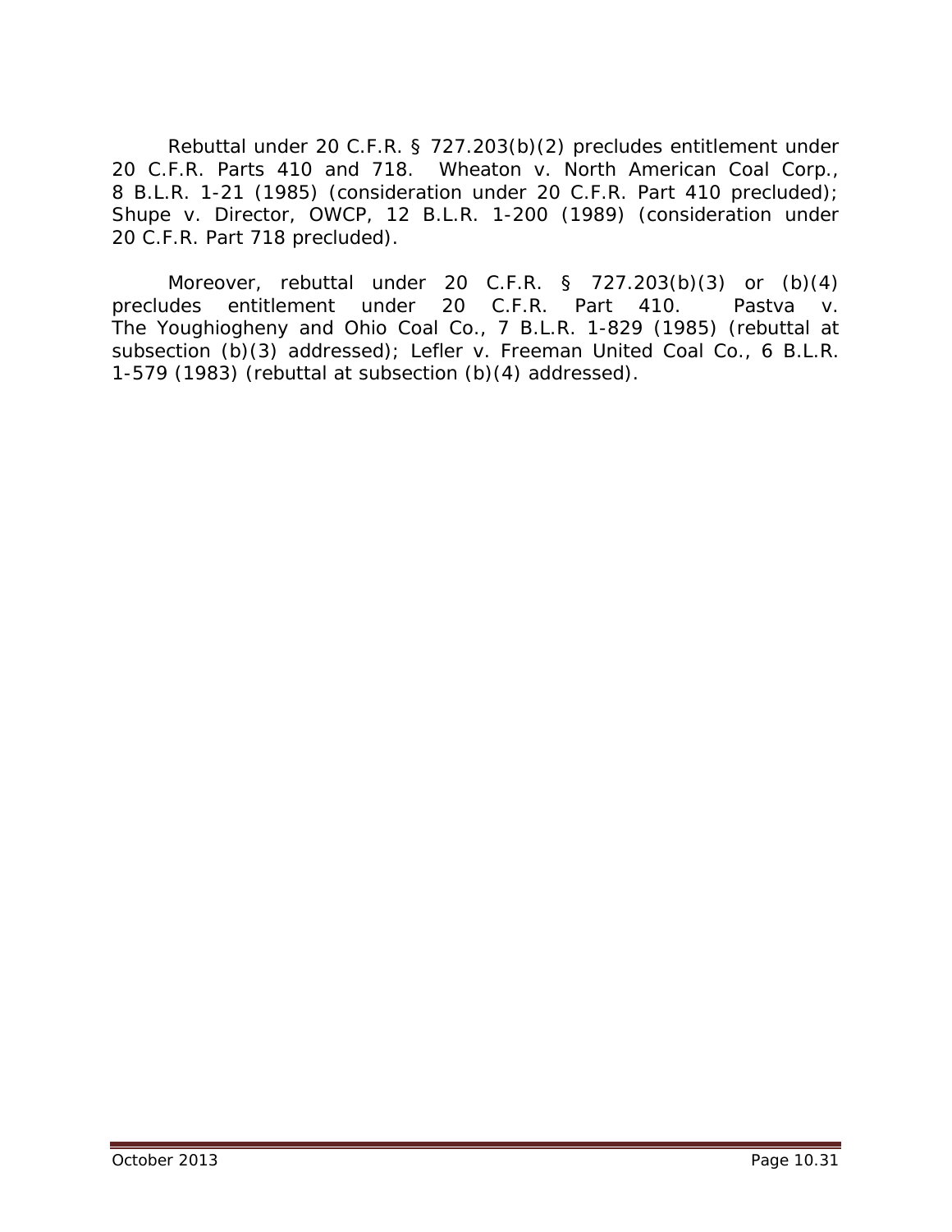Rebuttal under 20 C.F.R. § 727.203(b)(2) precludes entitlement under 20 C.F.R. Parts 410 and 718. *Wheaton v. North American Coal Corp.*, 8 B.L.R. 1-21 (1985) (consideration under 20 C.F.R. Part 410 precluded); *Shupe v. Director, OWCP*, 12 B.L.R. 1-200 (1989) (consideration under 20 C.F.R. Part 718 precluded).

Moreover, rebuttal under 20 C.F.R. § 727.203(b)(3) or (b)(4) precludes entitlement under 20 C.F.R. Part 410. *Pastva v. The Youghiogheny and Ohio Coal Co.*, 7 B.L.R. 1-829 (1985) (rebuttal at subsection (b)(3) addressed); *Lefler v. Freeman United Coal Co.*, 6 B.L.R. 1-579 (1983) (rebuttal at subsection (b)(4) addressed).